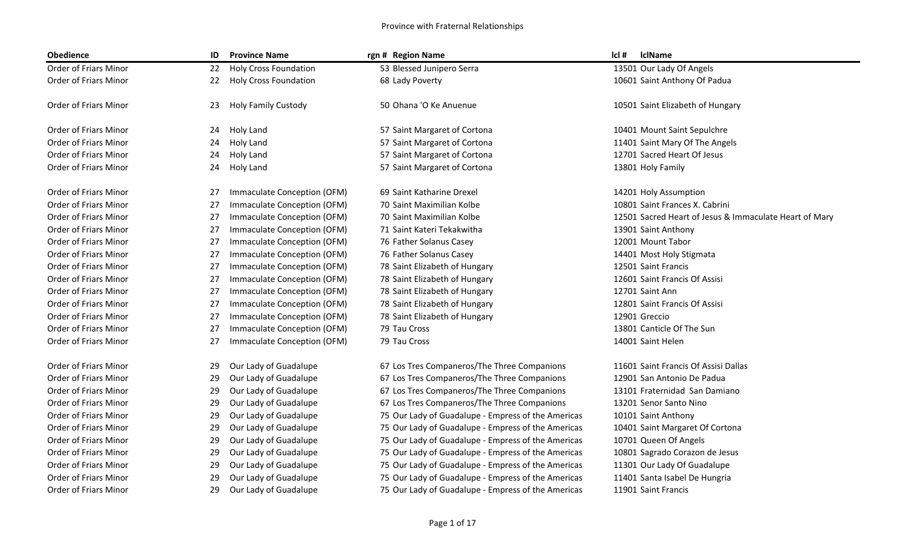Province with Fraternal Relationships

| Obedience | ID | Province Name | rgn # | Region Name | lcl # | lclName |
|---|---|---|---|---|---|---|
| Order of Friars Minor | 22 | Holy Cross Foundation | 53 | Blessed Junipero Serra | 13501 | Our Lady Of Angels |
| Order of Friars Minor | 22 | Holy Cross Foundation | 68 | Lady Poverty | 10601 | Saint Anthony Of Padua |
| Order of Friars Minor | 23 | Holy Family Custody | 50 | Ohana 'O Ke Anuenue | 10501 | Saint Elizabeth of Hungary |
| Order of Friars Minor | 24 | Holy Land | 57 | Saint Margaret of Cortona | 10401 | Mount Saint Sepulchre |
| Order of Friars Minor | 24 | Holy Land | 57 | Saint Margaret of Cortona | 11401 | Saint Mary Of The Angels |
| Order of Friars Minor | 24 | Holy Land | 57 | Saint Margaret of Cortona | 12701 | Sacred Heart Of Jesus |
| Order of Friars Minor | 24 | Holy Land | 57 | Saint Margaret of Cortona | 13801 | Holy Family |
| Order of Friars Minor | 27 | Immaculate Conception (OFM) | 69 | Saint Katharine Drexel | 14201 | Holy Assumption |
| Order of Friars Minor | 27 | Immaculate Conception (OFM) | 70 | Saint Maximilian Kolbe | 10801 | Saint Frances X. Cabrini |
| Order of Friars Minor | 27 | Immaculate Conception (OFM) | 70 | Saint Maximilian Kolbe | 12501 | Sacred Heart of Jesus & Immaculate Heart of Mary |
| Order of Friars Minor | 27 | Immaculate Conception (OFM) | 71 | Saint Kateri Tekakwitha | 13901 | Saint Anthony |
| Order of Friars Minor | 27 | Immaculate Conception (OFM) | 76 | Father Solanus Casey | 12001 | Mount Tabor |
| Order of Friars Minor | 27 | Immaculate Conception (OFM) | 76 | Father Solanus Casey | 14401 | Most Holy Stigmata |
| Order of Friars Minor | 27 | Immaculate Conception (OFM) | 78 | Saint Elizabeth of Hungary | 12501 | Saint Francis |
| Order of Friars Minor | 27 | Immaculate Conception (OFM) | 78 | Saint Elizabeth of Hungary | 12601 | Saint Francis Of Assisi |
| Order of Friars Minor | 27 | Immaculate Conception (OFM) | 78 | Saint Elizabeth of Hungary | 12701 | Saint Ann |
| Order of Friars Minor | 27 | Immaculate Conception (OFM) | 78 | Saint Elizabeth of Hungary | 12801 | Saint Francis Of Assisi |
| Order of Friars Minor | 27 | Immaculate Conception (OFM) | 78 | Saint Elizabeth of Hungary | 12901 | Greccio |
| Order of Friars Minor | 27 | Immaculate Conception (OFM) | 79 | Tau Cross | 13801 | Canticle Of The Sun |
| Order of Friars Minor | 27 | Immaculate Conception (OFM) | 79 | Tau Cross | 14001 | Saint Helen |
| Order of Friars Minor | 29 | Our Lady of Guadalupe | 67 | Los Tres Companeros/The Three Companions | 11601 | Saint Francis Of Assisi Dallas |
| Order of Friars Minor | 29 | Our Lady of Guadalupe | 67 | Los Tres Companeros/The Three Companions | 12901 | San Antonio De Padua |
| Order of Friars Minor | 29 | Our Lady of Guadalupe | 67 | Los Tres Companeros/The Three Companions | 13101 | Fraternidad San Damiano |
| Order of Friars Minor | 29 | Our Lady of Guadalupe | 67 | Los Tres Companeros/The Three Companions | 13201 | Senor Santo Nino |
| Order of Friars Minor | 29 | Our Lady of Guadalupe | 75 | Our Lady of Guadalupe - Empress of the Americas | 10101 | Saint Anthony |
| Order of Friars Minor | 29 | Our Lady of Guadalupe | 75 | Our Lady of Guadalupe - Empress of the Americas | 10401 | Saint Margaret Of Cortona |
| Order of Friars Minor | 29 | Our Lady of Guadalupe | 75 | Our Lady of Guadalupe - Empress of the Americas | 10701 | Queen Of Angels |
| Order of Friars Minor | 29 | Our Lady of Guadalupe | 75 | Our Lady of Guadalupe - Empress of the Americas | 10801 | Sagrado Corazon de Jesus |
| Order of Friars Minor | 29 | Our Lady of Guadalupe | 75 | Our Lady of Guadalupe - Empress of the Americas | 11301 | Our Lady Of Guadalupe |
| Order of Friars Minor | 29 | Our Lady of Guadalupe | 75 | Our Lady of Guadalupe - Empress of the Americas | 11401 | Santa Isabel De Hungria |
| Order of Friars Minor | 29 | Our Lady of Guadalupe | 75 | Our Lady of Guadalupe - Empress of the Americas | 11901 | Saint Francis |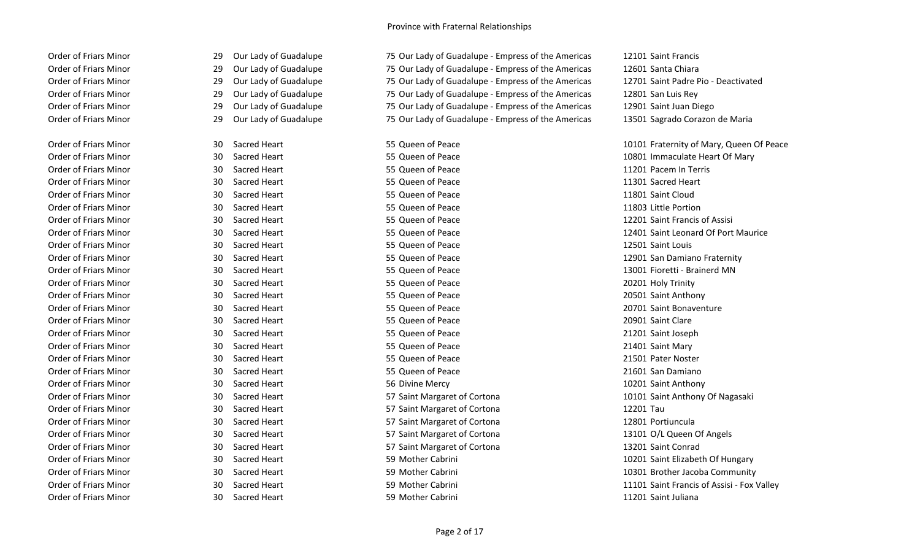Province with Fraternal Relationships

| | | | | | | |
|---|---|---|---|---|---|---|
| Order of Friars Minor | 29 | Our Lady of Guadalupe | 75 | Our Lady of Guadalupe - Empress of the Americas | 12101 | Saint Francis |
| Order of Friars Minor | 29 | Our Lady of Guadalupe | 75 | Our Lady of Guadalupe - Empress of the Americas | 12601 | Santa Chiara |
| Order of Friars Minor | 29 | Our Lady of Guadalupe | 75 | Our Lady of Guadalupe - Empress of the Americas | 12701 | Saint Padre Pio - Deactivated |
| Order of Friars Minor | 29 | Our Lady of Guadalupe | 75 | Our Lady of Guadalupe - Empress of the Americas | 12801 | San Luis Rey |
| Order of Friars Minor | 29 | Our Lady of Guadalupe | 75 | Our Lady of Guadalupe - Empress of the Americas | 12901 | Saint Juan Diego |
| Order of Friars Minor | 29 | Our Lady of Guadalupe | 75 | Our Lady of Guadalupe - Empress of the Americas | 13501 | Sagrado Corazon de Maria |
| | | | | | | |
| Order of Friars Minor | 30 | Sacred Heart | 55 | Queen of Peace | 10101 | Fraternity of Mary, Queen Of Peace |
| Order of Friars Minor | 30 | Sacred Heart | 55 | Queen of Peace | 10801 | Immaculate Heart Of Mary |
| Order of Friars Minor | 30 | Sacred Heart | 55 | Queen of Peace | 11201 | Pacem In Terris |
| Order of Friars Minor | 30 | Sacred Heart | 55 | Queen of Peace | 11301 | Sacred Heart |
| Order of Friars Minor | 30 | Sacred Heart | 55 | Queen of Peace | 11801 | Saint Cloud |
| Order of Friars Minor | 30 | Sacred Heart | 55 | Queen of Peace | 11803 | Little Portion |
| Order of Friars Minor | 30 | Sacred Heart | 55 | Queen of Peace | 12201 | Saint Francis of Assisi |
| Order of Friars Minor | 30 | Sacred Heart | 55 | Queen of Peace | 12401 | Saint Leonard Of Port Maurice |
| Order of Friars Minor | 30 | Sacred Heart | 55 | Queen of Peace | 12501 | Saint Louis |
| Order of Friars Minor | 30 | Sacred Heart | 55 | Queen of Peace | 12901 | San Damiano Fraternity |
| Order of Friars Minor | 30 | Sacred Heart | 55 | Queen of Peace | 13001 | Fioretti - Brainerd MN |
| Order of Friars Minor | 30 | Sacred Heart | 55 | Queen of Peace | 20201 | Holy Trinity |
| Order of Friars Minor | 30 | Sacred Heart | 55 | Queen of Peace | 20501 | Saint Anthony |
| Order of Friars Minor | 30 | Sacred Heart | 55 | Queen of Peace | 20701 | Saint Bonaventure |
| Order of Friars Minor | 30 | Sacred Heart | 55 | Queen of Peace | 20901 | Saint Clare |
| Order of Friars Minor | 30 | Sacred Heart | 55 | Queen of Peace | 21201 | Saint Joseph |
| Order of Friars Minor | 30 | Sacred Heart | 55 | Queen of Peace | 21401 | Saint Mary |
| Order of Friars Minor | 30 | Sacred Heart | 55 | Queen of Peace | 21501 | Pater Noster |
| Order of Friars Minor | 30 | Sacred Heart | 55 | Queen of Peace | 21601 | San Damiano |
| Order of Friars Minor | 30 | Sacred Heart | 56 | Divine Mercy | 10201 | Saint Anthony |
| Order of Friars Minor | 30 | Sacred Heart | 57 | Saint Margaret of Cortona | 10101 | Saint Anthony Of Nagasaki |
| Order of Friars Minor | 30 | Sacred Heart | 57 | Saint Margaret of Cortona | 12201 | Tau |
| Order of Friars Minor | 30 | Sacred Heart | 57 | Saint Margaret of Cortona | 12801 | Portiuncula |
| Order of Friars Minor | 30 | Sacred Heart | 57 | Saint Margaret of Cortona | 13101 | O/L Queen Of Angels |
| Order of Friars Minor | 30 | Sacred Heart | 57 | Saint Margaret of Cortona | 13201 | Saint Conrad |
| Order of Friars Minor | 30 | Sacred Heart | 59 | Mother Cabrini | 10201 | Saint Elizabeth Of Hungary |
| Order of Friars Minor | 30 | Sacred Heart | 59 | Mother Cabrini | 10301 | Brother Jacoba Community |
| Order of Friars Minor | 30 | Sacred Heart | 59 | Mother Cabrini | 11101 | Saint Francis of Assisi - Fox Valley |
| Order of Friars Minor | 30 | Sacred Heart | 59 | Mother Cabrini | 11201 | Saint Juliana |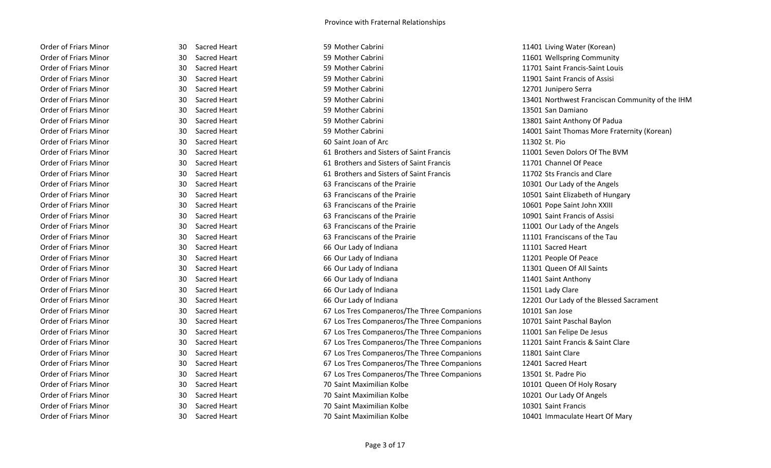| | | | | | | |
|---|---|---|---|---|---|---|
| Order of Friars Minor | 30 | Sacred Heart | 59 | Mother Cabrini | 11401 | Living Water (Korean) |
| Order of Friars Minor | 30 | Sacred Heart | 59 | Mother Cabrini | 11601 | Wellspring Community |
| Order of Friars Minor | 30 | Sacred Heart | 59 | Mother Cabrini | 11701 | Saint Francis-Saint Louis |
| Order of Friars Minor | 30 | Sacred Heart | 59 | Mother Cabrini | 11901 | Saint Francis of Assisi |
| Order of Friars Minor | 30 | Sacred Heart | 59 | Mother Cabrini | 12701 | Junipero Serra |
| Order of Friars Minor | 30 | Sacred Heart | 59 | Mother Cabrini | 13401 | Northwest Franciscan Community of the IHM |
| Order of Friars Minor | 30 | Sacred Heart | 59 | Mother Cabrini | 13501 | San Damiano |
| Order of Friars Minor | 30 | Sacred Heart | 59 | Mother Cabrini | 13801 | Saint Anthony Of Padua |
| Order of Friars Minor | 30 | Sacred Heart | 59 | Mother Cabrini | 14001 | Saint Thomas More Fraternity (Korean) |
| Order of Friars Minor | 30 | Sacred Heart | 60 | Saint Joan of Arc | 11302 | St. Pio |
| Order of Friars Minor | 30 | Sacred Heart | 61 | Brothers and Sisters of Saint Francis | 11001 | Seven Dolors Of The BVM |
| Order of Friars Minor | 30 | Sacred Heart | 61 | Brothers and Sisters of Saint Francis | 11701 | Channel Of Peace |
| Order of Friars Minor | 30 | Sacred Heart | 61 | Brothers and Sisters of Saint Francis | 11702 | Sts Francis and Clare |
| Order of Friars Minor | 30 | Sacred Heart | 63 | Franciscans of the Prairie | 10301 | Our Lady of the Angels |
| Order of Friars Minor | 30 | Sacred Heart | 63 | Franciscans of the Prairie | 10501 | Saint Elizabeth of Hungary |
| Order of Friars Minor | 30 | Sacred Heart | 63 | Franciscans of the Prairie | 10601 | Pope Saint John XXIII |
| Order of Friars Minor | 30 | Sacred Heart | 63 | Franciscans of the Prairie | 10901 | Saint Francis of Assisi |
| Order of Friars Minor | 30 | Sacred Heart | 63 | Franciscans of the Prairie | 11001 | Our Lady of the Angels |
| Order of Friars Minor | 30 | Sacred Heart | 63 | Franciscans of the Prairie | 11101 | Franciscans of the Tau |
| Order of Friars Minor | 30 | Sacred Heart | 66 | Our Lady of Indiana | 11101 | Sacred Heart |
| Order of Friars Minor | 30 | Sacred Heart | 66 | Our Lady of Indiana | 11201 | People Of Peace |
| Order of Friars Minor | 30 | Sacred Heart | 66 | Our Lady of Indiana | 11301 | Queen Of All Saints |
| Order of Friars Minor | 30 | Sacred Heart | 66 | Our Lady of Indiana | 11401 | Saint Anthony |
| Order of Friars Minor | 30 | Sacred Heart | 66 | Our Lady of Indiana | 11501 | Lady Clare |
| Order of Friars Minor | 30 | Sacred Heart | 66 | Our Lady of Indiana | 12201 | Our Lady of the Blessed Sacrament |
| Order of Friars Minor | 30 | Sacred Heart | 67 | Los Tres Companeros/The Three Companions | 10101 | San Jose |
| Order of Friars Minor | 30 | Sacred Heart | 67 | Los Tres Companeros/The Three Companions | 10701 | Saint Paschal Baylon |
| Order of Friars Minor | 30 | Sacred Heart | 67 | Los Tres Companeros/The Three Companions | 11001 | San Felipe De Jesus |
| Order of Friars Minor | 30 | Sacred Heart | 67 | Los Tres Companeros/The Three Companions | 11201 | Saint Francis & Saint Clare |
| Order of Friars Minor | 30 | Sacred Heart | 67 | Los Tres Companeros/The Three Companions | 11801 | Saint Clare |
| Order of Friars Minor | 30 | Sacred Heart | 67 | Los Tres Companeros/The Three Companions | 12401 | Sacred Heart |
| Order of Friars Minor | 30 | Sacred Heart | 67 | Los Tres Companeros/The Three Companions | 13501 | St. Padre Pio |
| Order of Friars Minor | 30 | Sacred Heart | 70 | Saint Maximilian Kolbe | 10101 | Queen Of Holy Rosary |
| Order of Friars Minor | 30 | Sacred Heart | 70 | Saint Maximilian Kolbe | 10201 | Our Lady Of Angels |
| Order of Friars Minor | 30 | Sacred Heart | 70 | Saint Maximilian Kolbe | 10301 | Saint Francis |
| Order of Friars Minor | 30 | Sacred Heart | 70 | Saint Maximilian Kolbe | 10401 | Immaculate Heart Of Mary |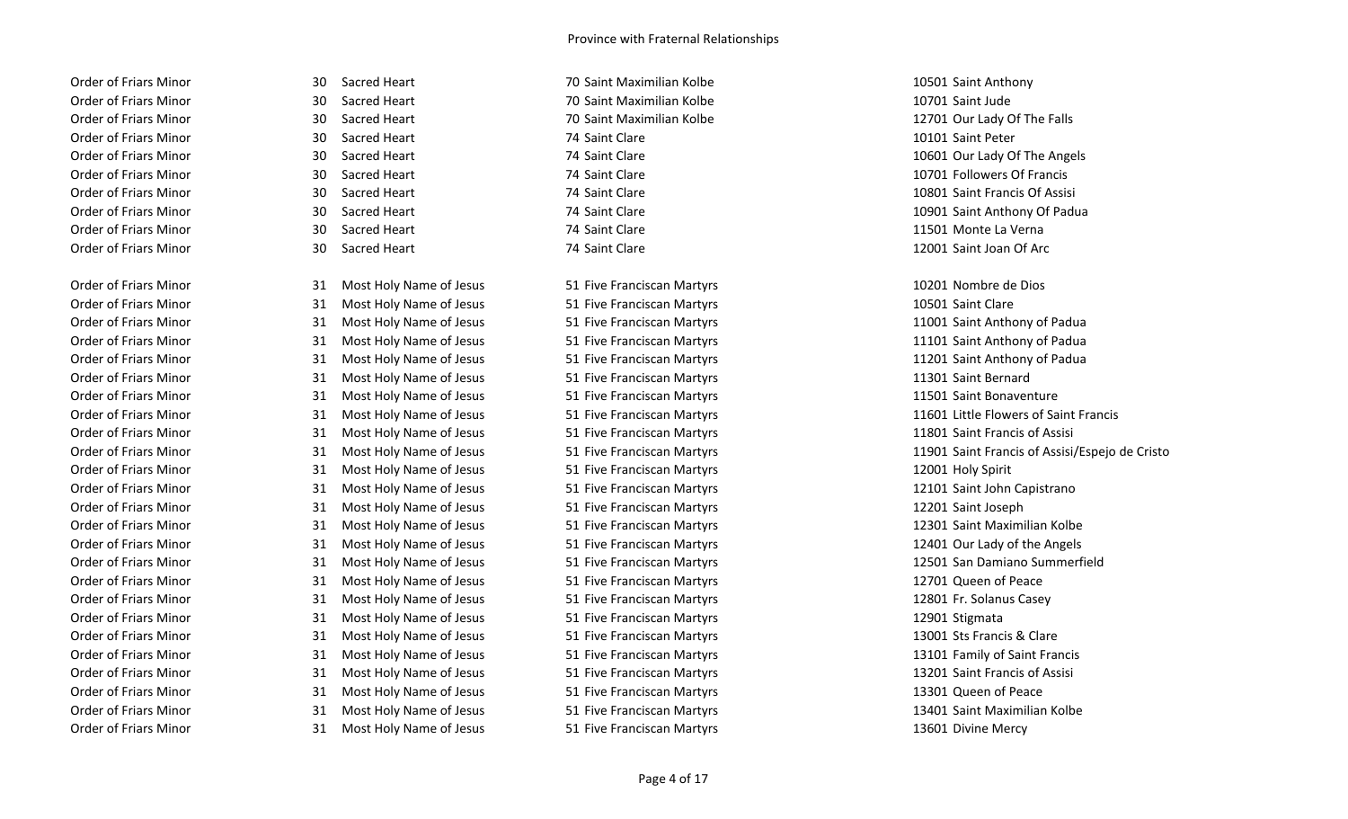## Province with Fraternal Relationships

| | | | | | | |
|---|---|---|---|---|---|---|
| Order of Friars Minor | 30 | Sacred Heart | 70 | Saint Maximilian Kolbe | 10501 | Saint Anthony |
| Order of Friars Minor | 30 | Sacred Heart | 70 | Saint Maximilian Kolbe | 10701 | Saint Jude |
| Order of Friars Minor | 30 | Sacred Heart | 70 | Saint Maximilian Kolbe | 12701 | Our Lady Of The Falls |
| Order of Friars Minor | 30 | Sacred Heart | 74 | Saint Clare | 10101 | Saint Peter |
| Order of Friars Minor | 30 | Sacred Heart | 74 | Saint Clare | 10601 | Our Lady Of The Angels |
| Order of Friars Minor | 30 | Sacred Heart | 74 | Saint Clare | 10701 | Followers Of Francis |
| Order of Friars Minor | 30 | Sacred Heart | 74 | Saint Clare | 10801 | Saint Francis Of Assisi |
| Order of Friars Minor | 30 | Sacred Heart | 74 | Saint Clare | 10901 | Saint Anthony Of Padua |
| Order of Friars Minor | 30 | Sacred Heart | 74 | Saint Clare | 11501 | Monte La Verna |
| Order of Friars Minor | 30 | Sacred Heart | 74 | Saint Clare | 12001 | Saint Joan Of Arc |
| Order of Friars Minor | 31 | Most Holy Name of Jesus | 51 | Five Franciscan Martyrs | 10201 | Nombre de Dios |
| Order of Friars Minor | 31 | Most Holy Name of Jesus | 51 | Five Franciscan Martyrs | 10501 | Saint Clare |
| Order of Friars Minor | 31 | Most Holy Name of Jesus | 51 | Five Franciscan Martyrs | 11001 | Saint Anthony of Padua |
| Order of Friars Minor | 31 | Most Holy Name of Jesus | 51 | Five Franciscan Martyrs | 11101 | Saint Anthony of Padua |
| Order of Friars Minor | 31 | Most Holy Name of Jesus | 51 | Five Franciscan Martyrs | 11201 | Saint Anthony of Padua |
| Order of Friars Minor | 31 | Most Holy Name of Jesus | 51 | Five Franciscan Martyrs | 11301 | Saint Bernard |
| Order of Friars Minor | 31 | Most Holy Name of Jesus | 51 | Five Franciscan Martyrs | 11501 | Saint Bonaventure |
| Order of Friars Minor | 31 | Most Holy Name of Jesus | 51 | Five Franciscan Martyrs | 11601 | Little Flowers of Saint Francis |
| Order of Friars Minor | 31 | Most Holy Name of Jesus | 51 | Five Franciscan Martyrs | 11801 | Saint Francis of Assisi |
| Order of Friars Minor | 31 | Most Holy Name of Jesus | 51 | Five Franciscan Martyrs | 11901 | Saint Francis of Assisi/Espejo de Cristo |
| Order of Friars Minor | 31 | Most Holy Name of Jesus | 51 | Five Franciscan Martyrs | 12001 | Holy Spirit |
| Order of Friars Minor | 31 | Most Holy Name of Jesus | 51 | Five Franciscan Martyrs | 12101 | Saint John Capistrano |
| Order of Friars Minor | 31 | Most Holy Name of Jesus | 51 | Five Franciscan Martyrs | 12201 | Saint Joseph |
| Order of Friars Minor | 31 | Most Holy Name of Jesus | 51 | Five Franciscan Martyrs | 12301 | Saint Maximilian Kolbe |
| Order of Friars Minor | 31 | Most Holy Name of Jesus | 51 | Five Franciscan Martyrs | 12401 | Our Lady of the Angels |
| Order of Friars Minor | 31 | Most Holy Name of Jesus | 51 | Five Franciscan Martyrs | 12501 | San Damiano Summerfield |
| Order of Friars Minor | 31 | Most Holy Name of Jesus | 51 | Five Franciscan Martyrs | 12701 | Queen of Peace |
| Order of Friars Minor | 31 | Most Holy Name of Jesus | 51 | Five Franciscan Martyrs | 12801 | Fr. Solanus Casey |
| Order of Friars Minor | 31 | Most Holy Name of Jesus | 51 | Five Franciscan Martyrs | 12901 | Stigmata |
| Order of Friars Minor | 31 | Most Holy Name of Jesus | 51 | Five Franciscan Martyrs | 13001 | Sts Francis & Clare |
| Order of Friars Minor | 31 | Most Holy Name of Jesus | 51 | Five Franciscan Martyrs | 13101 | Family of Saint Francis |
| Order of Friars Minor | 31 | Most Holy Name of Jesus | 51 | Five Franciscan Martyrs | 13201 | Saint Francis of Assisi |
| Order of Friars Minor | 31 | Most Holy Name of Jesus | 51 | Five Franciscan Martyrs | 13301 | Queen of Peace |
| Order of Friars Minor | 31 | Most Holy Name of Jesus | 51 | Five Franciscan Martyrs | 13401 | Saint Maximilian Kolbe |
| Order of Friars Minor | 31 | Most Holy Name of Jesus | 51 | Five Franciscan Martyrs | 13601 | Divine Mercy |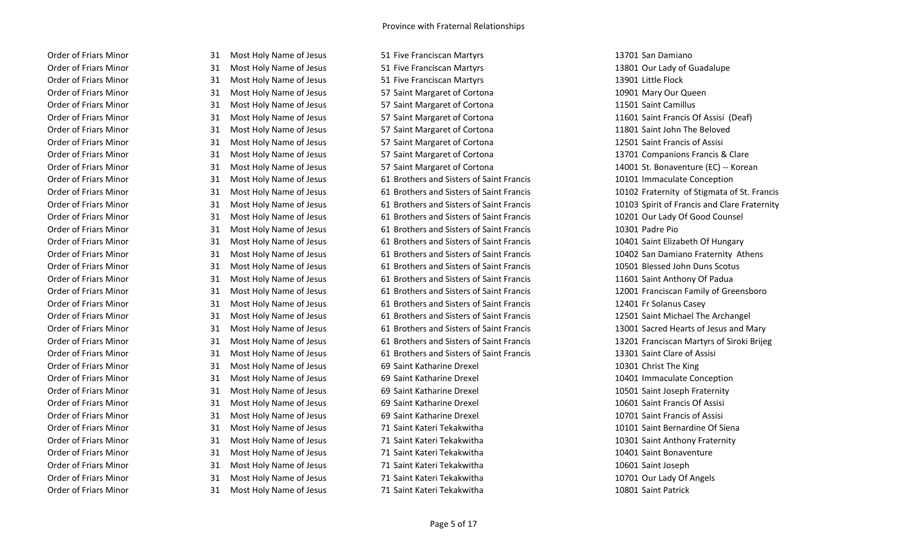| | | | | | | |
|---|---|---|---|---|---|---|
| Order of Friars Minor | 31 | Most Holy Name of Jesus | 51 | Five Franciscan Martyrs | 13701 | San Damiano |
| Order of Friars Minor | 31 | Most Holy Name of Jesus | 51 | Five Franciscan Martyrs | 13801 | Our Lady of Guadalupe |
| Order of Friars Minor | 31 | Most Holy Name of Jesus | 51 | Five Franciscan Martyrs | 13901 | Little Flock |
| Order of Friars Minor | 31 | Most Holy Name of Jesus | 57 | Saint Margaret of Cortona | 10901 | Mary Our Queen |
| Order of Friars Minor | 31 | Most Holy Name of Jesus | 57 | Saint Margaret of Cortona | 11501 | Saint Camillus |
| Order of Friars Minor | 31 | Most Holy Name of Jesus | 57 | Saint Margaret of Cortona | 11601 | Saint Francis Of Assisi (Deaf) |
| Order of Friars Minor | 31 | Most Holy Name of Jesus | 57 | Saint Margaret of Cortona | 11801 | Saint John The Beloved |
| Order of Friars Minor | 31 | Most Holy Name of Jesus | 57 | Saint Margaret of Cortona | 12501 | Saint Francis of Assisi |
| Order of Friars Minor | 31 | Most Holy Name of Jesus | 57 | Saint Margaret of Cortona | 13701 | Companions Francis & Clare |
| Order of Friars Minor | 31 | Most Holy Name of Jesus | 57 | Saint Margaret of Cortona | 14001 | St. Bonaventure (EC) -- Korean |
| Order of Friars Minor | 31 | Most Holy Name of Jesus | 61 | Brothers and Sisters of Saint Francis | 10101 | Immaculate Conception |
| Order of Friars Minor | 31 | Most Holy Name of Jesus | 61 | Brothers and Sisters of Saint Francis | 10102 | Fraternity of Stigmata of St. Francis |
| Order of Friars Minor | 31 | Most Holy Name of Jesus | 61 | Brothers and Sisters of Saint Francis | 10103 | Spirit of Francis and Clare Fraternity |
| Order of Friars Minor | 31 | Most Holy Name of Jesus | 61 | Brothers and Sisters of Saint Francis | 10201 | Our Lady Of Good Counsel |
| Order of Friars Minor | 31 | Most Holy Name of Jesus | 61 | Brothers and Sisters of Saint Francis | 10301 | Padre Pio |
| Order of Friars Minor | 31 | Most Holy Name of Jesus | 61 | Brothers and Sisters of Saint Francis | 10401 | Saint Elizabeth Of Hungary |
| Order of Friars Minor | 31 | Most Holy Name of Jesus | 61 | Brothers and Sisters of Saint Francis | 10402 | San Damiano Fraternity Athens |
| Order of Friars Minor | 31 | Most Holy Name of Jesus | 61 | Brothers and Sisters of Saint Francis | 10501 | Blessed John Duns Scotus |
| Order of Friars Minor | 31 | Most Holy Name of Jesus | 61 | Brothers and Sisters of Saint Francis | 11601 | Saint Anthony Of Padua |
| Order of Friars Minor | 31 | Most Holy Name of Jesus | 61 | Brothers and Sisters of Saint Francis | 12001 | Franciscan Family of Greensboro |
| Order of Friars Minor | 31 | Most Holy Name of Jesus | 61 | Brothers and Sisters of Saint Francis | 12401 | Fr Solanus Casey |
| Order of Friars Minor | 31 | Most Holy Name of Jesus | 61 | Brothers and Sisters of Saint Francis | 12501 | Saint Michael The Archangel |
| Order of Friars Minor | 31 | Most Holy Name of Jesus | 61 | Brothers and Sisters of Saint Francis | 13001 | Sacred Hearts of Jesus and Mary |
| Order of Friars Minor | 31 | Most Holy Name of Jesus | 61 | Brothers and Sisters of Saint Francis | 13201 | Franciscan Martyrs of Siroki Brijeg |
| Order of Friars Minor | 31 | Most Holy Name of Jesus | 61 | Brothers and Sisters of Saint Francis | 13301 | Saint Clare of Assisi |
| Order of Friars Minor | 31 | Most Holy Name of Jesus | 69 | Saint Katharine Drexel | 10301 | Christ The King |
| Order of Friars Minor | 31 | Most Holy Name of Jesus | 69 | Saint Katharine Drexel | 10401 | Immaculate Conception |
| Order of Friars Minor | 31 | Most Holy Name of Jesus | 69 | Saint Katharine Drexel | 10501 | Saint Joseph Fraternity |
| Order of Friars Minor | 31 | Most Holy Name of Jesus | 69 | Saint Katharine Drexel | 10601 | Saint Francis Of Assisi |
| Order of Friars Minor | 31 | Most Holy Name of Jesus | 69 | Saint Katharine Drexel | 10701 | Saint Francis of Assisi |
| Order of Friars Minor | 31 | Most Holy Name of Jesus | 71 | Saint Kateri Tekakwitha | 10101 | Saint Bernardine Of Siena |
| Order of Friars Minor | 31 | Most Holy Name of Jesus | 71 | Saint Kateri Tekakwitha | 10301 | Saint Anthony Fraternity |
| Order of Friars Minor | 31 | Most Holy Name of Jesus | 71 | Saint Kateri Tekakwitha | 10401 | Saint Bonaventure |
| Order of Friars Minor | 31 | Most Holy Name of Jesus | 71 | Saint Kateri Tekakwitha | 10601 | Saint Joseph |
| Order of Friars Minor | 31 | Most Holy Name of Jesus | 71 | Saint Kateri Tekakwitha | 10701 | Our Lady Of Angels |
| Order of Friars Minor | 31 | Most Holy Name of Jesus | 71 | Saint Kateri Tekakwitha | 10801 | Saint Patrick |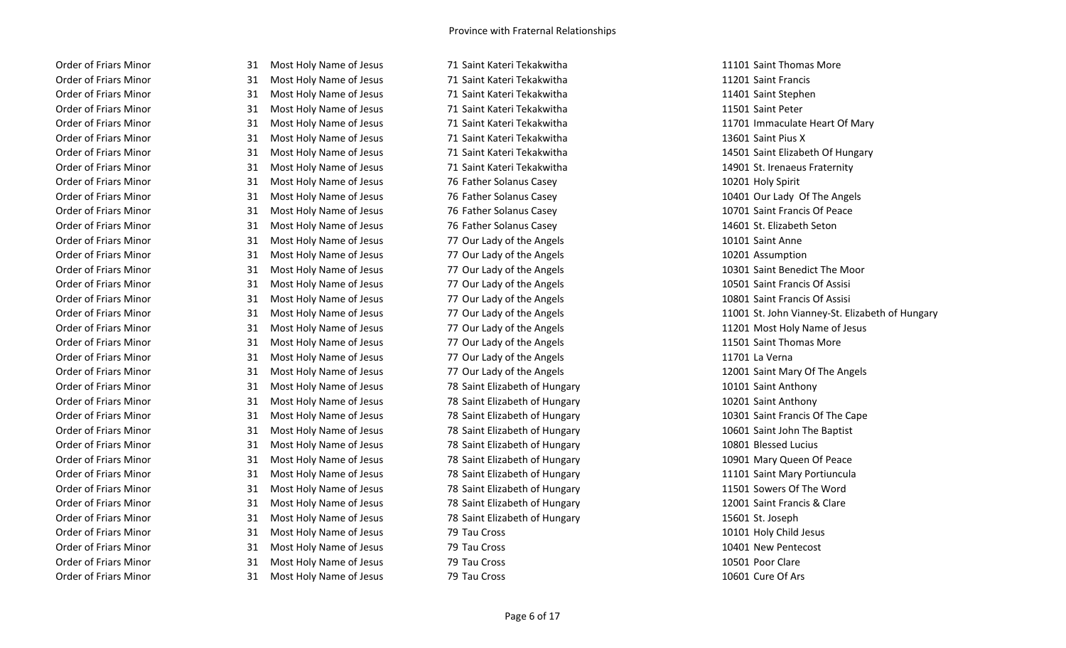Province with Fraternal Relationships

| | | | | | |
|---|---|---|---|---|---|
| Order of Friars Minor | 31 | Most Holy Name of Jesus | 71 | Saint Kateri Tekakwitha | 11101 Saint Thomas More |
| Order of Friars Minor | 31 | Most Holy Name of Jesus | 71 | Saint Kateri Tekakwitha | 11201 Saint Francis |
| Order of Friars Minor | 31 | Most Holy Name of Jesus | 71 | Saint Kateri Tekakwitha | 11401 Saint Stephen |
| Order of Friars Minor | 31 | Most Holy Name of Jesus | 71 | Saint Kateri Tekakwitha | 11501 Saint Peter |
| Order of Friars Minor | 31 | Most Holy Name of Jesus | 71 | Saint Kateri Tekakwitha | 11701 Immaculate Heart Of Mary |
| Order of Friars Minor | 31 | Most Holy Name of Jesus | 71 | Saint Kateri Tekakwitha | 13601 Saint Pius X |
| Order of Friars Minor | 31 | Most Holy Name of Jesus | 71 | Saint Kateri Tekakwitha | 14501 Saint Elizabeth Of Hungary |
| Order of Friars Minor | 31 | Most Holy Name of Jesus | 71 | Saint Kateri Tekakwitha | 14901 St. Irenaeus Fraternity |
| Order of Friars Minor | 31 | Most Holy Name of Jesus | 76 | Father Solanus Casey | 10201 Holy Spirit |
| Order of Friars Minor | 31 | Most Holy Name of Jesus | 76 | Father Solanus Casey | 10401 Our Lady Of The Angels |
| Order of Friars Minor | 31 | Most Holy Name of Jesus | 76 | Father Solanus Casey | 10701 Saint Francis Of Peace |
| Order of Friars Minor | 31 | Most Holy Name of Jesus | 76 | Father Solanus Casey | 14601 St. Elizabeth Seton |
| Order of Friars Minor | 31 | Most Holy Name of Jesus | 77 | Our Lady of the Angels | 10101 Saint Anne |
| Order of Friars Minor | 31 | Most Holy Name of Jesus | 77 | Our Lady of the Angels | 10201 Assumption |
| Order of Friars Minor | 31 | Most Holy Name of Jesus | 77 | Our Lady of the Angels | 10301 Saint Benedict The Moor |
| Order of Friars Minor | 31 | Most Holy Name of Jesus | 77 | Our Lady of the Angels | 10501 Saint Francis Of Assisi |
| Order of Friars Minor | 31 | Most Holy Name of Jesus | 77 | Our Lady of the Angels | 10801 Saint Francis Of Assisi |
| Order of Friars Minor | 31 | Most Holy Name of Jesus | 77 | Our Lady of the Angels | 11001 St. John Vianney-St. Elizabeth of Hungary |
| Order of Friars Minor | 31 | Most Holy Name of Jesus | 77 | Our Lady of the Angels | 11201 Most Holy Name of Jesus |
| Order of Friars Minor | 31 | Most Holy Name of Jesus | 77 | Our Lady of the Angels | 11501 Saint Thomas More |
| Order of Friars Minor | 31 | Most Holy Name of Jesus | 77 | Our Lady of the Angels | 11701 La Verna |
| Order of Friars Minor | 31 | Most Holy Name of Jesus | 77 | Our Lady of the Angels | 12001 Saint Mary Of The Angels |
| Order of Friars Minor | 31 | Most Holy Name of Jesus | 78 | Saint Elizabeth of Hungary | 10101 Saint Anthony |
| Order of Friars Minor | 31 | Most Holy Name of Jesus | 78 | Saint Elizabeth of Hungary | 10201 Saint Anthony |
| Order of Friars Minor | 31 | Most Holy Name of Jesus | 78 | Saint Elizabeth of Hungary | 10301 Saint Francis Of The Cape |
| Order of Friars Minor | 31 | Most Holy Name of Jesus | 78 | Saint Elizabeth of Hungary | 10601 Saint John The Baptist |
| Order of Friars Minor | 31 | Most Holy Name of Jesus | 78 | Saint Elizabeth of Hungary | 10801 Blessed Lucius |
| Order of Friars Minor | 31 | Most Holy Name of Jesus | 78 | Saint Elizabeth of Hungary | 10901 Mary Queen Of Peace |
| Order of Friars Minor | 31 | Most Holy Name of Jesus | 78 | Saint Elizabeth of Hungary | 11101 Saint Mary Portiuncula |
| Order of Friars Minor | 31 | Most Holy Name of Jesus | 78 | Saint Elizabeth of Hungary | 11501 Sowers Of The Word |
| Order of Friars Minor | 31 | Most Holy Name of Jesus | 78 | Saint Elizabeth of Hungary | 12001 Saint Francis & Clare |
| Order of Friars Minor | 31 | Most Holy Name of Jesus | 78 | Saint Elizabeth of Hungary | 15601 St. Joseph |
| Order of Friars Minor | 31 | Most Holy Name of Jesus | 79 | Tau Cross | 10101 Holy Child Jesus |
| Order of Friars Minor | 31 | Most Holy Name of Jesus | 79 | Tau Cross | 10401 New Pentecost |
| Order of Friars Minor | 31 | Most Holy Name of Jesus | 79 | Tau Cross | 10501 Poor Clare |
| Order of Friars Minor | 31 | Most Holy Name of Jesus | 79 | Tau Cross | 10601 Cure Of Ars |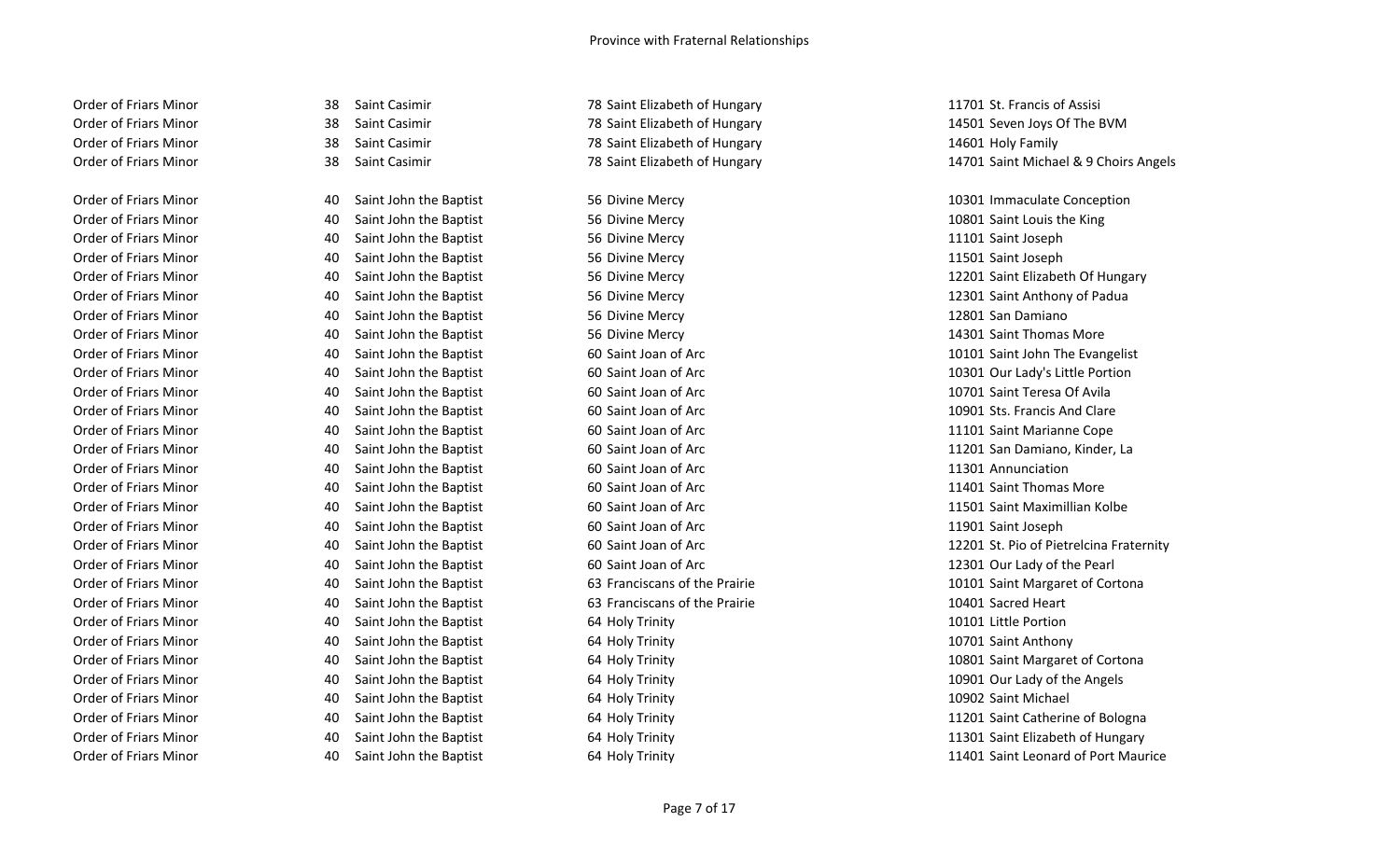## Province with Fraternal Relationships

| | | | | | | |
|---|---|---|---|---|---|---|
| Order of Friars Minor | 38 | Saint Casimir | 78 | Saint Elizabeth of Hungary | 11701 | St. Francis of Assisi |
| Order of Friars Minor | 38 | Saint Casimir | 78 | Saint Elizabeth of Hungary | 14501 | Seven Joys Of The BVM |
| Order of Friars Minor | 38 | Saint Casimir | 78 | Saint Elizabeth of Hungary | 14601 | Holy Family |
| Order of Friars Minor | 38 | Saint Casimir | 78 | Saint Elizabeth of Hungary | 14701 | Saint Michael & 9 Choirs Angels |
| | | | | | | |
| Order of Friars Minor | 40 | Saint John the Baptist | 56 | Divine Mercy | 10301 | Immaculate Conception |
| Order of Friars Minor | 40 | Saint John the Baptist | 56 | Divine Mercy | 10801 | Saint Louis the King |
| Order of Friars Minor | 40 | Saint John the Baptist | 56 | Divine Mercy | 11101 | Saint Joseph |
| Order of Friars Minor | 40 | Saint John the Baptist | 56 | Divine Mercy | 11501 | Saint Joseph |
| Order of Friars Minor | 40 | Saint John the Baptist | 56 | Divine Mercy | 12201 | Saint Elizabeth Of Hungary |
| Order of Friars Minor | 40 | Saint John the Baptist | 56 | Divine Mercy | 12301 | Saint Anthony of Padua |
| Order of Friars Minor | 40 | Saint John the Baptist | 56 | Divine Mercy | 12801 | San Damiano |
| Order of Friars Minor | 40 | Saint John the Baptist | 56 | Divine Mercy | 14301 | Saint Thomas More |
| Order of Friars Minor | 40 | Saint John the Baptist | 60 | Saint Joan of Arc | 10101 | Saint John The Evangelist |
| Order of Friars Minor | 40 | Saint John the Baptist | 60 | Saint Joan of Arc | 10301 | Our Lady's Little Portion |
| Order of Friars Minor | 40 | Saint John the Baptist | 60 | Saint Joan of Arc | 10701 | Saint Teresa Of Avila |
| Order of Friars Minor | 40 | Saint John the Baptist | 60 | Saint Joan of Arc | 10901 | Sts. Francis And Clare |
| Order of Friars Minor | 40 | Saint John the Baptist | 60 | Saint Joan of Arc | 11101 | Saint Marianne Cope |
| Order of Friars Minor | 40 | Saint John the Baptist | 60 | Saint Joan of Arc | 11201 | San Damiano, Kinder, La |
| Order of Friars Minor | 40 | Saint John the Baptist | 60 | Saint Joan of Arc | 11301 | Annunciation |
| Order of Friars Minor | 40 | Saint John the Baptist | 60 | Saint Joan of Arc | 11401 | Saint Thomas More |
| Order of Friars Minor | 40 | Saint John the Baptist | 60 | Saint Joan of Arc | 11501 | Saint Maximillian Kolbe |
| Order of Friars Minor | 40 | Saint John the Baptist | 60 | Saint Joan of Arc | 11901 | Saint Joseph |
| Order of Friars Minor | 40 | Saint John the Baptist | 60 | Saint Joan of Arc | 12201 | St. Pio of Pietrelcina Fraternity |
| Order of Friars Minor | 40 | Saint John the Baptist | 60 | Saint Joan of Arc | 12301 | Our Lady of the Pearl |
| Order of Friars Minor | 40 | Saint John the Baptist | 63 | Franciscans of the Prairie | 10101 | Saint Margaret of Cortona |
| Order of Friars Minor | 40 | Saint John the Baptist | 63 | Franciscans of the Prairie | 10401 | Sacred Heart |
| Order of Friars Minor | 40 | Saint John the Baptist | 64 | Holy Trinity | 10101 | Little Portion |
| Order of Friars Minor | 40 | Saint John the Baptist | 64 | Holy Trinity | 10701 | Saint Anthony |
| Order of Friars Minor | 40 | Saint John the Baptist | 64 | Holy Trinity | 10801 | Saint Margaret of Cortona |
| Order of Friars Minor | 40 | Saint John the Baptist | 64 | Holy Trinity | 10901 | Our Lady of the Angels |
| Order of Friars Minor | 40 | Saint John the Baptist | 64 | Holy Trinity | 10902 | Saint Michael |
| Order of Friars Minor | 40 | Saint John the Baptist | 64 | Holy Trinity | 11201 | Saint Catherine of Bologna |
| Order of Friars Minor | 40 | Saint John the Baptist | 64 | Holy Trinity | 11301 | Saint Elizabeth of Hungary |
| Order of Friars Minor | 40 | Saint John the Baptist | 64 | Holy Trinity | 11401 | Saint Leonard of Port Maurice |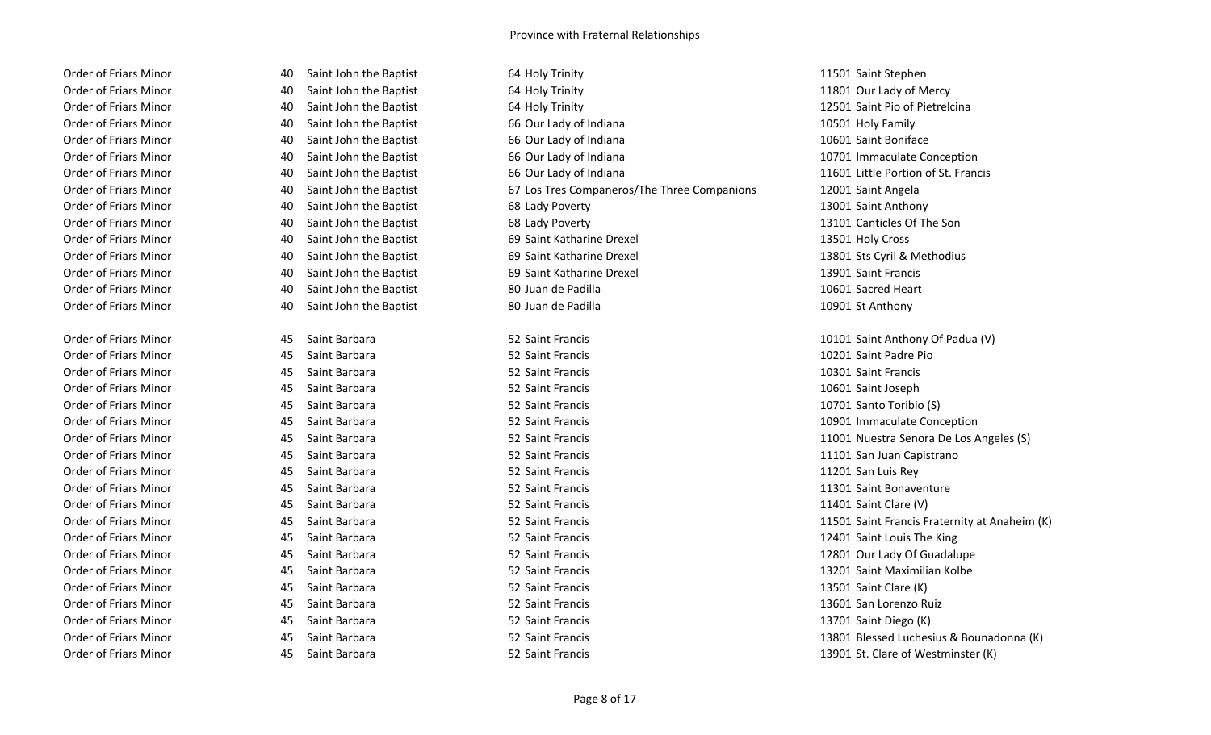Province with Fraternal Relationships

| | | | | | | |
|---|---|---|---|---|---|---|
| Order of Friars Minor | 40 | Saint John the Baptist | 64 | Holy Trinity | 11501 | Saint Stephen |
| Order of Friars Minor | 40 | Saint John the Baptist | 64 | Holy Trinity | 11801 | Our Lady of Mercy |
| Order of Friars Minor | 40 | Saint John the Baptist | 64 | Holy Trinity | 12501 | Saint Pio of Pietrelcina |
| Order of Friars Minor | 40 | Saint John the Baptist | 66 | Our Lady of Indiana | 10501 | Holy Family |
| Order of Friars Minor | 40 | Saint John the Baptist | 66 | Our Lady of Indiana | 10601 | Saint Boniface |
| Order of Friars Minor | 40 | Saint John the Baptist | 66 | Our Lady of Indiana | 10701 | Immaculate Conception |
| Order of Friars Minor | 40 | Saint John the Baptist | 66 | Our Lady of Indiana | 11601 | Little Portion of St. Francis |
| Order of Friars Minor | 40 | Saint John the Baptist | 67 | Los Tres Companeros/The Three Companions | 12001 | Saint Angela |
| Order of Friars Minor | 40 | Saint John the Baptist | 68 | Lady Poverty | 13001 | Saint Anthony |
| Order of Friars Minor | 40 | Saint John the Baptist | 68 | Lady Poverty | 13101 | Canticles Of The Son |
| Order of Friars Minor | 40 | Saint John the Baptist | 69 | Saint Katharine Drexel | 13501 | Holy Cross |
| Order of Friars Minor | 40 | Saint John the Baptist | 69 | Saint Katharine Drexel | 13801 | Sts Cyril & Methodius |
| Order of Friars Minor | 40 | Saint John the Baptist | 69 | Saint Katharine Drexel | 13901 | Saint Francis |
| Order of Friars Minor | 40 | Saint John the Baptist | 80 | Juan de Padilla | 10601 | Sacred Heart |
| Order of Friars Minor | 40 | Saint John the Baptist | 80 | Juan de Padilla | 10901 | St Anthony |
| Order of Friars Minor | 45 | Saint Barbara | 52 | Saint Francis | 10101 | Saint Anthony Of Padua (V) |
| Order of Friars Minor | 45 | Saint Barbara | 52 | Saint Francis | 10201 | Saint Padre Pio |
| Order of Friars Minor | 45 | Saint Barbara | 52 | Saint Francis | 10301 | Saint Francis |
| Order of Friars Minor | 45 | Saint Barbara | 52 | Saint Francis | 10601 | Saint Joseph |
| Order of Friars Minor | 45 | Saint Barbara | 52 | Saint Francis | 10701 | Santo Toribio (S) |
| Order of Friars Minor | 45 | Saint Barbara | 52 | Saint Francis | 10901 | Immaculate Conception |
| Order of Friars Minor | 45 | Saint Barbara | 52 | Saint Francis | 11001 | Nuestra Senora De Los Angeles (S) |
| Order of Friars Minor | 45 | Saint Barbara | 52 | Saint Francis | 11101 | San Juan Capistrano |
| Order of Friars Minor | 45 | Saint Barbara | 52 | Saint Francis | 11201 | San Luis Rey |
| Order of Friars Minor | 45 | Saint Barbara | 52 | Saint Francis | 11301 | Saint Bonaventure |
| Order of Friars Minor | 45 | Saint Barbara | 52 | Saint Francis | 11401 | Saint Clare (V) |
| Order of Friars Minor | 45 | Saint Barbara | 52 | Saint Francis | 11501 | Saint Francis Fraternity at Anaheim (K) |
| Order of Friars Minor | 45 | Saint Barbara | 52 | Saint Francis | 12401 | Saint Louis The King |
| Order of Friars Minor | 45 | Saint Barbara | 52 | Saint Francis | 12801 | Our Lady Of Guadalupe |
| Order of Friars Minor | 45 | Saint Barbara | 52 | Saint Francis | 13201 | Saint Maximilian Kolbe |
| Order of Friars Minor | 45 | Saint Barbara | 52 | Saint Francis | 13501 | Saint Clare (K) |
| Order of Friars Minor | 45 | Saint Barbara | 52 | Saint Francis | 13601 | San Lorenzo Ruiz |
| Order of Friars Minor | 45 | Saint Barbara | 52 | Saint Francis | 13701 | Saint Diego (K) |
| Order of Friars Minor | 45 | Saint Barbara | 52 | Saint Francis | 13801 | Blessed Luchesius & Bounadonna (K) |
| Order of Friars Minor | 45 | Saint Barbara | 52 | Saint Francis | 13901 | St. Clare of Westminster (K) |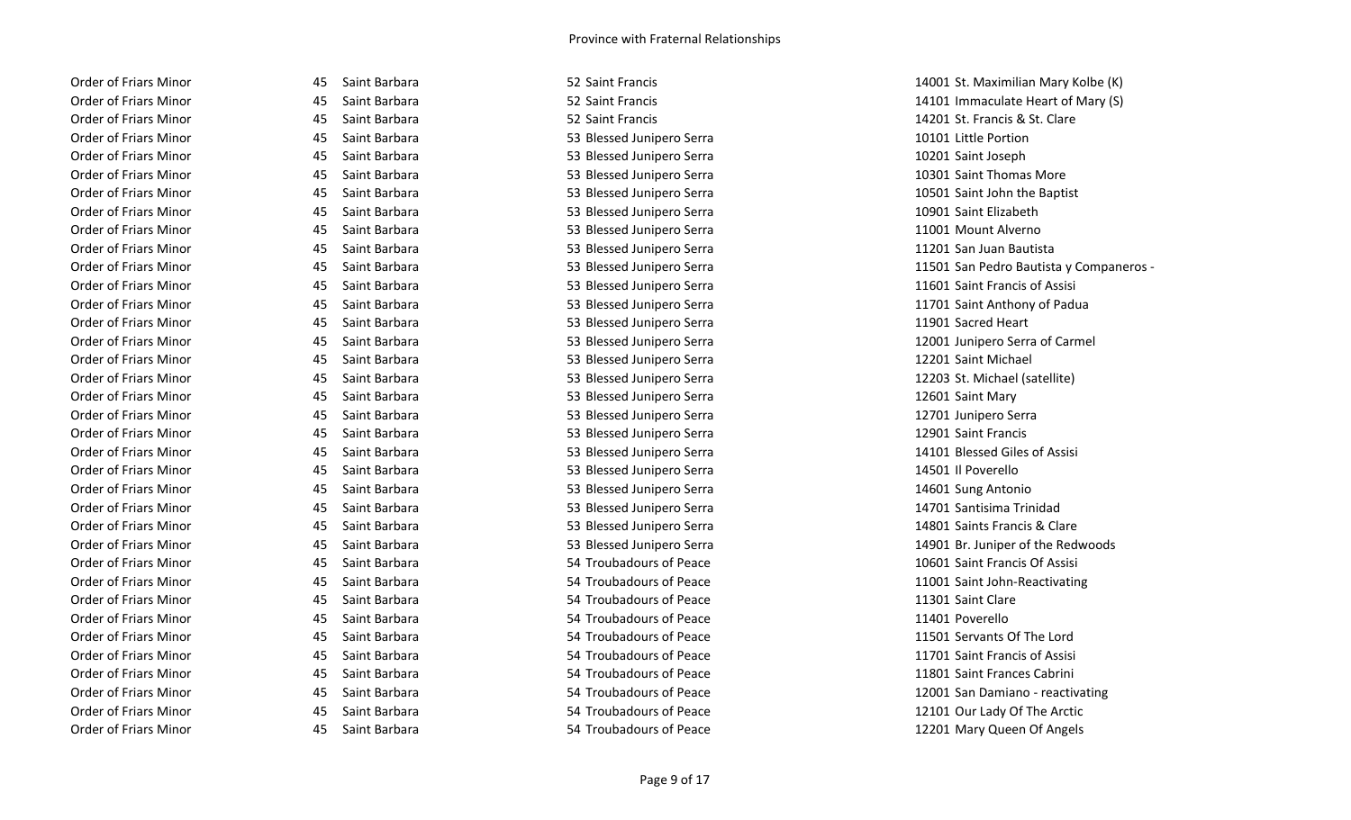Province with Fraternal Relationships

| | | | | | | |
|---|---|---|---|---|---|---|
| Order of Friars Minor | 45 | Saint Barbara | 52 | Saint Francis | 14001 | St. Maximilian Mary Kolbe (K) |
| Order of Friars Minor | 45 | Saint Barbara | 52 | Saint Francis | 14101 | Immaculate Heart of Mary (S) |
| Order of Friars Minor | 45 | Saint Barbara | 52 | Saint Francis | 14201 | St. Francis & St. Clare |
| Order of Friars Minor | 45 | Saint Barbara | 53 | Blessed Junipero Serra | 10101 | Little Portion |
| Order of Friars Minor | 45 | Saint Barbara | 53 | Blessed Junipero Serra | 10201 | Saint Joseph |
| Order of Friars Minor | 45 | Saint Barbara | 53 | Blessed Junipero Serra | 10301 | Saint Thomas More |
| Order of Friars Minor | 45 | Saint Barbara | 53 | Blessed Junipero Serra | 10501 | Saint John the Baptist |
| Order of Friars Minor | 45 | Saint Barbara | 53 | Blessed Junipero Serra | 10901 | Saint Elizabeth |
| Order of Friars Minor | 45 | Saint Barbara | 53 | Blessed Junipero Serra | 11001 | Mount Alverno |
| Order of Friars Minor | 45 | Saint Barbara | 53 | Blessed Junipero Serra | 11201 | San Juan Bautista |
| Order of Friars Minor | 45 | Saint Barbara | 53 | Blessed Junipero Serra | 11501 | San Pedro Bautista y Companeros - |
| Order of Friars Minor | 45 | Saint Barbara | 53 | Blessed Junipero Serra | 11601 | Saint Francis of Assisi |
| Order of Friars Minor | 45 | Saint Barbara | 53 | Blessed Junipero Serra | 11701 | Saint Anthony of Padua |
| Order of Friars Minor | 45 | Saint Barbara | 53 | Blessed Junipero Serra | 11901 | Sacred Heart |
| Order of Friars Minor | 45 | Saint Barbara | 53 | Blessed Junipero Serra | 12001 | Junipero Serra of Carmel |
| Order of Friars Minor | 45 | Saint Barbara | 53 | Blessed Junipero Serra | 12201 | Saint Michael |
| Order of Friars Minor | 45 | Saint Barbara | 53 | Blessed Junipero Serra | 12203 | St. Michael (satellite) |
| Order of Friars Minor | 45 | Saint Barbara | 53 | Blessed Junipero Serra | 12601 | Saint Mary |
| Order of Friars Minor | 45 | Saint Barbara | 53 | Blessed Junipero Serra | 12701 | Junipero Serra |
| Order of Friars Minor | 45 | Saint Barbara | 53 | Blessed Junipero Serra | 12901 | Saint Francis |
| Order of Friars Minor | 45 | Saint Barbara | 53 | Blessed Junipero Serra | 14101 | Blessed Giles of Assisi |
| Order of Friars Minor | 45 | Saint Barbara | 53 | Blessed Junipero Serra | 14501 | Il Poverello |
| Order of Friars Minor | 45 | Saint Barbara | 53 | Blessed Junipero Serra | 14601 | Sung Antonio |
| Order of Friars Minor | 45 | Saint Barbara | 53 | Blessed Junipero Serra | 14701 | Santisima Trinidad |
| Order of Friars Minor | 45 | Saint Barbara | 53 | Blessed Junipero Serra | 14801 | Saints Francis & Clare |
| Order of Friars Minor | 45 | Saint Barbara | 53 | Blessed Junipero Serra | 14901 | Br. Juniper of the Redwoods |
| Order of Friars Minor | 45 | Saint Barbara | 54 | Troubadours of Peace | 10601 | Saint Francis Of Assisi |
| Order of Friars Minor | 45 | Saint Barbara | 54 | Troubadours of Peace | 11001 | Saint John-Reactivating |
| Order of Friars Minor | 45 | Saint Barbara | 54 | Troubadours of Peace | 11301 | Saint Clare |
| Order of Friars Minor | 45 | Saint Barbara | 54 | Troubadours of Peace | 11401 | Poverello |
| Order of Friars Minor | 45 | Saint Barbara | 54 | Troubadours of Peace | 11501 | Servants Of The Lord |
| Order of Friars Minor | 45 | Saint Barbara | 54 | Troubadours of Peace | 11701 | Saint Francis of Assisi |
| Order of Friars Minor | 45 | Saint Barbara | 54 | Troubadours of Peace | 11801 | Saint Frances Cabrini |
| Order of Friars Minor | 45 | Saint Barbara | 54 | Troubadours of Peace | 12001 | San Damiano - reactivating |
| Order of Friars Minor | 45 | Saint Barbara | 54 | Troubadours of Peace | 12101 | Our Lady Of The Arctic |
| Order of Friars Minor | 45 | Saint Barbara | 54 | Troubadours of Peace | 12201 | Mary Queen Of Angels |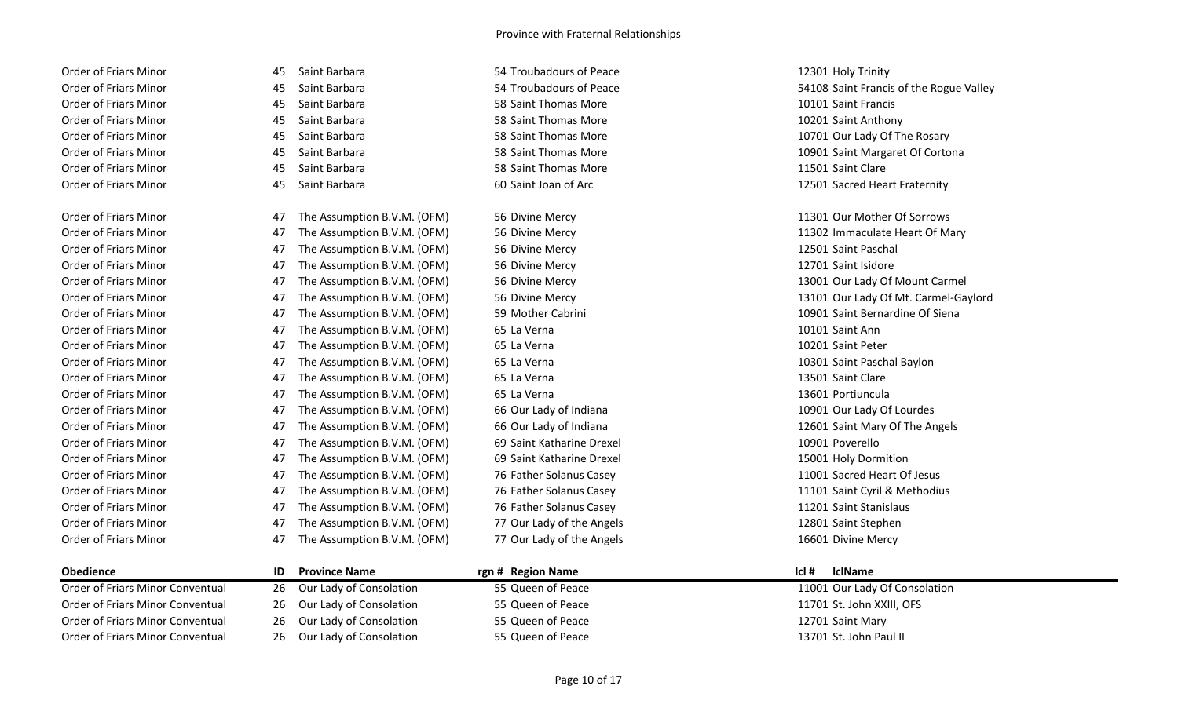| Obedience | ID | Province Name | rgn # | Region Name | lcl # | lclName |
|---|---|---|---|---|---|---|
| Order of Friars Minor | 45 | Saint Barbara | 54 | Troubadours of Peace | 12301 | Holy Trinity |
| Order of Friars Minor | 45 | Saint Barbara | 54 | Troubadours of Peace | 54108 | Saint Francis of the Rogue Valley |
| Order of Friars Minor | 45 | Saint Barbara | 58 | Saint Thomas More | 10101 | Saint Francis |
| Order of Friars Minor | 45 | Saint Barbara | 58 | Saint Thomas More | 10201 | Saint Anthony |
| Order of Friars Minor | 45 | Saint Barbara | 58 | Saint Thomas More | 10701 | Our Lady Of The Rosary |
| Order of Friars Minor | 45 | Saint Barbara | 58 | Saint Thomas More | 10901 | Saint Margaret Of Cortona |
| Order of Friars Minor | 45 | Saint Barbara | 58 | Saint Thomas More | 11501 | Saint Clare |
| Order of Friars Minor | 45 | Saint Barbara | 60 | Saint Joan of Arc | 12501 | Sacred Heart Fraternity |
| Order of Friars Minor | 47 | The Assumption B.V.M. (OFM) | 56 | Divine Mercy | 11301 | Our Mother Of Sorrows |
| Order of Friars Minor | 47 | The Assumption B.V.M. (OFM) | 56 | Divine Mercy | 11302 | Immaculate Heart Of Mary |
| Order of Friars Minor | 47 | The Assumption B.V.M. (OFM) | 56 | Divine Mercy | 12501 | Saint Paschal |
| Order of Friars Minor | 47 | The Assumption B.V.M. (OFM) | 56 | Divine Mercy | 12701 | Saint Isidore |
| Order of Friars Minor | 47 | The Assumption B.V.M. (OFM) | 56 | Divine Mercy | 13001 | Our Lady Of Mount Carmel |
| Order of Friars Minor | 47 | The Assumption B.V.M. (OFM) | 56 | Divine Mercy | 13101 | Our Lady Of Mt. Carmel-Gaylord |
| Order of Friars Minor | 47 | The Assumption B.V.M. (OFM) | 59 | Mother Cabrini | 10901 | Saint Bernardine Of Siena |
| Order of Friars Minor | 47 | The Assumption B.V.M. (OFM) | 65 | La Verna | 10101 | Saint Ann |
| Order of Friars Minor | 47 | The Assumption B.V.M. (OFM) | 65 | La Verna | 10201 | Saint Peter |
| Order of Friars Minor | 47 | The Assumption B.V.M. (OFM) | 65 | La Verna | 10301 | Saint Paschal Baylon |
| Order of Friars Minor | 47 | The Assumption B.V.M. (OFM) | 65 | La Verna | 13501 | Saint Clare |
| Order of Friars Minor | 47 | The Assumption B.V.M. (OFM) | 65 | La Verna | 13601 | Portiuncula |
| Order of Friars Minor | 47 | The Assumption B.V.M. (OFM) | 66 | Our Lady of Indiana | 10901 | Our Lady Of Lourdes |
| Order of Friars Minor | 47 | The Assumption B.V.M. (OFM) | 66 | Our Lady of Indiana | 12601 | Saint Mary Of The Angels |
| Order of Friars Minor | 47 | The Assumption B.V.M. (OFM) | 69 | Saint Katharine Drexel | 10901 | Poverello |
| Order of Friars Minor | 47 | The Assumption B.V.M. (OFM) | 69 | Saint Katharine Drexel | 15001 | Holy Dormition |
| Order of Friars Minor | 47 | The Assumption B.V.M. (OFM) | 76 | Father Solanus Casey | 11001 | Sacred Heart Of Jesus |
| Order of Friars Minor | 47 | The Assumption B.V.M. (OFM) | 76 | Father Solanus Casey | 11101 | Saint Cyril & Methodius |
| Order of Friars Minor | 47 | The Assumption B.V.M. (OFM) | 76 | Father Solanus Casey | 11201 | Saint Stanislaus |
| Order of Friars Minor | 47 | The Assumption B.V.M. (OFM) | 77 | Our Lady of the Angels | 12801 | Saint Stephen |
| Order of Friars Minor | 47 | The Assumption B.V.M. (OFM) | 77 | Our Lady of the Angels | 16601 | Divine Mercy |

| Obedience | ID | Province Name | rgn # | Region Name | lcl # | lclName |
|---|---|---|---|---|---|---|
| Order of Friars Minor Conventual | 26 | Our Lady of Consolation | 55 | Queen of Peace | 11001 | Our Lady Of Consolation |
| Order of Friars Minor Conventual | 26 | Our Lady of Consolation | 55 | Queen of Peace | 11701 | St. John XXIII, OFS |
| Order of Friars Minor Conventual | 26 | Our Lady of Consolation | 55 | Queen of Peace | 12701 | Saint Mary |
| Order of Friars Minor Conventual | 26 | Our Lady of Consolation | 55 | Queen of Peace | 13701 | St. John Paul II |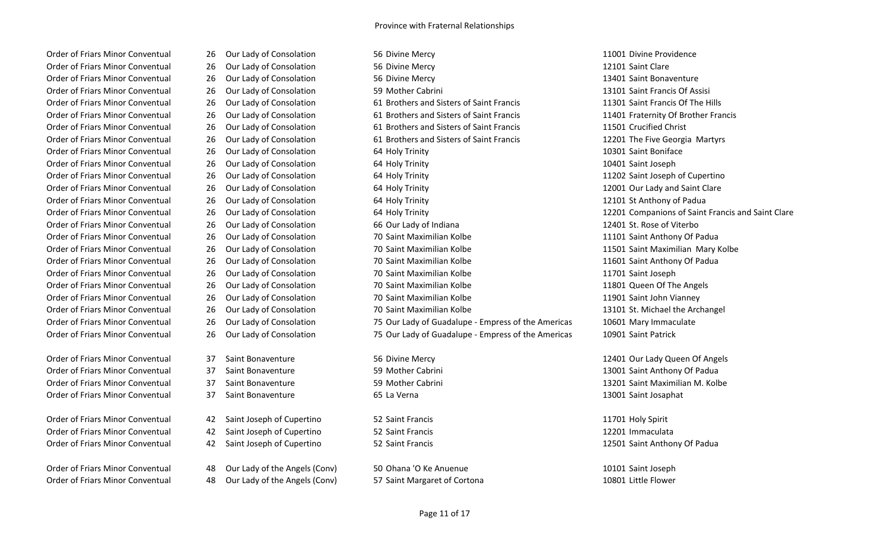Province with Fraternal Relationships

| | | | |
|---|---|---|---|
| Order of Friars Minor Conventual | 26 Our Lady of Consolation | 56 Divine Mercy | 11001 Divine Providence |
| Order of Friars Minor Conventual | 26 Our Lady of Consolation | 56 Divine Mercy | 12101 Saint Clare |
| Order of Friars Minor Conventual | 26 Our Lady of Consolation | 56 Divine Mercy | 13401 Saint Bonaventure |
| Order of Friars Minor Conventual | 26 Our Lady of Consolation | 59 Mother Cabrini | 13101 Saint Francis Of Assisi |
| Order of Friars Minor Conventual | 26 Our Lady of Consolation | 61 Brothers and Sisters of Saint Francis | 11301 Saint Francis Of The Hills |
| Order of Friars Minor Conventual | 26 Our Lady of Consolation | 61 Brothers and Sisters of Saint Francis | 11401 Fraternity Of Brother Francis |
| Order of Friars Minor Conventual | 26 Our Lady of Consolation | 61 Brothers and Sisters of Saint Francis | 11501 Crucified Christ |
| Order of Friars Minor Conventual | 26 Our Lady of Consolation | 61 Brothers and Sisters of Saint Francis | 12201 The Five Georgia Martyrs |
| Order of Friars Minor Conventual | 26 Our Lady of Consolation | 64 Holy Trinity | 10301 Saint Boniface |
| Order of Friars Minor Conventual | 26 Our Lady of Consolation | 64 Holy Trinity | 10401 Saint Joseph |
| Order of Friars Minor Conventual | 26 Our Lady of Consolation | 64 Holy Trinity | 11202 Saint Joseph of Cupertino |
| Order of Friars Minor Conventual | 26 Our Lady of Consolation | 64 Holy Trinity | 12001 Our Lady and Saint Clare |
| Order of Friars Minor Conventual | 26 Our Lady of Consolation | 64 Holy Trinity | 12101 St Anthony of Padua |
| Order of Friars Minor Conventual | 26 Our Lady of Consolation | 64 Holy Trinity | 12201 Companions of Saint Francis and Saint Clare |
| Order of Friars Minor Conventual | 26 Our Lady of Consolation | 66 Our Lady of Indiana | 12401 St. Rose of Viterbo |
| Order of Friars Minor Conventual | 26 Our Lady of Consolation | 70 Saint Maximilian Kolbe | 11101 Saint Anthony Of Padua |
| Order of Friars Minor Conventual | 26 Our Lady of Consolation | 70 Saint Maximilian Kolbe | 11501 Saint Maximilian Mary Kolbe |
| Order of Friars Minor Conventual | 26 Our Lady of Consolation | 70 Saint Maximilian Kolbe | 11601 Saint Anthony Of Padua |
| Order of Friars Minor Conventual | 26 Our Lady of Consolation | 70 Saint Maximilian Kolbe | 11701 Saint Joseph |
| Order of Friars Minor Conventual | 26 Our Lady of Consolation | 70 Saint Maximilian Kolbe | 11801 Queen Of The Angels |
| Order of Friars Minor Conventual | 26 Our Lady of Consolation | 70 Saint Maximilian Kolbe | 11901 Saint John Vianney |
| Order of Friars Minor Conventual | 26 Our Lady of Consolation | 70 Saint Maximilian Kolbe | 13101 St. Michael the Archangel |
| Order of Friars Minor Conventual | 26 Our Lady of Consolation | 75 Our Lady of Guadalupe - Empress of the Americas | 10601 Mary Immaculate |
| Order of Friars Minor Conventual | 26 Our Lady of Consolation | 75 Our Lady of Guadalupe - Empress of the Americas | 10901 Saint Patrick |
| Order of Friars Minor Conventual | 37 Saint Bonaventure | 56 Divine Mercy | 12401 Our Lady Queen Of Angels |
| Order of Friars Minor Conventual | 37 Saint Bonaventure | 59 Mother Cabrini | 13001 Saint Anthony Of Padua |
| Order of Friars Minor Conventual | 37 Saint Bonaventure | 59 Mother Cabrini | 13201 Saint Maximilian M. Kolbe |
| Order of Friars Minor Conventual | 37 Saint Bonaventure | 65 La Verna | 13001 Saint Josaphat |
| Order of Friars Minor Conventual | 42 Saint Joseph of Cupertino | 52 Saint Francis | 11701 Holy Spirit |
| Order of Friars Minor Conventual | 42 Saint Joseph of Cupertino | 52 Saint Francis | 12201 Immaculata |
| Order of Friars Minor Conventual | 42 Saint Joseph of Cupertino | 52 Saint Francis | 12501 Saint Anthony Of Padua |
| Order of Friars Minor Conventual | 48 Our Lady of the Angels (Conv) | 50 Ohana 'O Ke Anuenue | 10101 Saint Joseph |
| Order of Friars Minor Conventual | 48 Our Lady of the Angels (Conv) | 57 Saint Margaret of Cortona | 10801 Little Flower |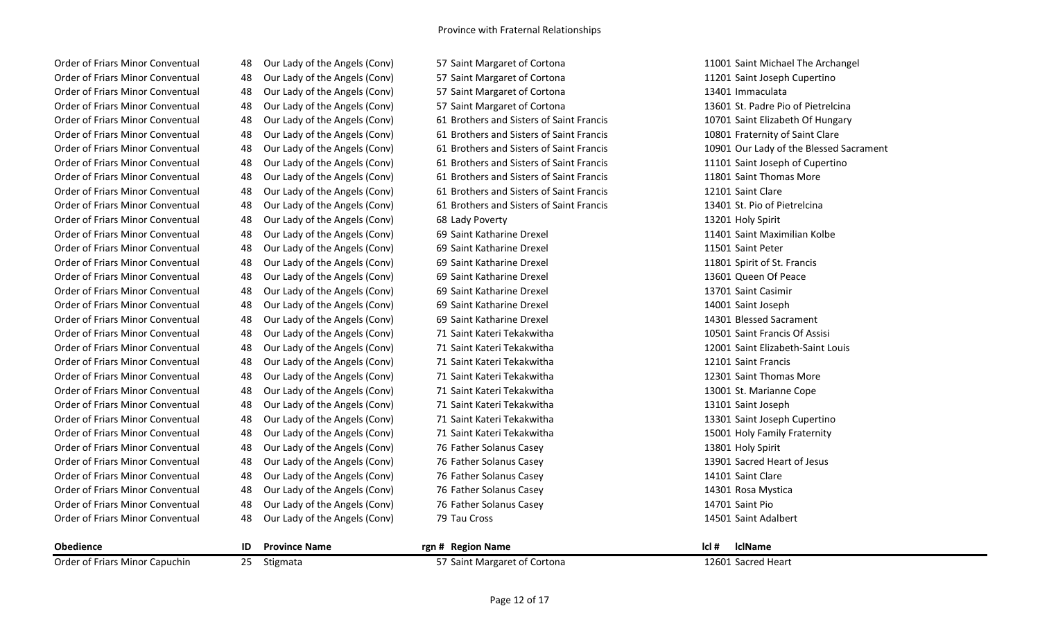| Obedience | ID | Province Name | rgn # | Region Name | lcl # | lclName |
|---|---|---|---|---|---|---|
| Order of Friars Minor Conventual | 48 | Our Lady of the Angels (Conv) | 57 | Saint Margaret of Cortona | 11001 | Saint Michael The Archangel |
| Order of Friars Minor Conventual | 48 | Our Lady of the Angels (Conv) | 57 | Saint Margaret of Cortona | 11201 | Saint Joseph Cupertino |
| Order of Friars Minor Conventual | 48 | Our Lady of the Angels (Conv) | 57 | Saint Margaret of Cortona | 13401 | Immaculata |
| Order of Friars Minor Conventual | 48 | Our Lady of the Angels (Conv) | 57 | Saint Margaret of Cortona | 13601 | St. Padre Pio of Pietrelcina |
| Order of Friars Minor Conventual | 48 | Our Lady of the Angels (Conv) | 61 | Brothers and Sisters of Saint Francis | 10701 | Saint Elizabeth Of Hungary |
| Order of Friars Minor Conventual | 48 | Our Lady of the Angels (Conv) | 61 | Brothers and Sisters of Saint Francis | 10801 | Fraternity of Saint Clare |
| Order of Friars Minor Conventual | 48 | Our Lady of the Angels (Conv) | 61 | Brothers and Sisters of Saint Francis | 10901 | Our Lady of the Blessed Sacrament |
| Order of Friars Minor Conventual | 48 | Our Lady of the Angels (Conv) | 61 | Brothers and Sisters of Saint Francis | 11101 | Saint Joseph of Cupertino |
| Order of Friars Minor Conventual | 48 | Our Lady of the Angels (Conv) | 61 | Brothers and Sisters of Saint Francis | 11801 | Saint Thomas More |
| Order of Friars Minor Conventual | 48 | Our Lady of the Angels (Conv) | 61 | Brothers and Sisters of Saint Francis | 12101 | Saint Clare |
| Order of Friars Minor Conventual | 48 | Our Lady of the Angels (Conv) | 61 | Brothers and Sisters of Saint Francis | 13401 | St. Pio of Pietrelcina |
| Order of Friars Minor Conventual | 48 | Our Lady of the Angels (Conv) | 68 | Lady Poverty | 13201 | Holy Spirit |
| Order of Friars Minor Conventual | 48 | Our Lady of the Angels (Conv) | 69 | Saint Katharine Drexel | 11401 | Saint Maximilian Kolbe |
| Order of Friars Minor Conventual | 48 | Our Lady of the Angels (Conv) | 69 | Saint Katharine Drexel | 11501 | Saint Peter |
| Order of Friars Minor Conventual | 48 | Our Lady of the Angels (Conv) | 69 | Saint Katharine Drexel | 11801 | Spirit of St. Francis |
| Order of Friars Minor Conventual | 48 | Our Lady of the Angels (Conv) | 69 | Saint Katharine Drexel | 13601 | Queen Of Peace |
| Order of Friars Minor Conventual | 48 | Our Lady of the Angels (Conv) | 69 | Saint Katharine Drexel | 13701 | Saint Casimir |
| Order of Friars Minor Conventual | 48 | Our Lady of the Angels (Conv) | 69 | Saint Katharine Drexel | 14001 | Saint Joseph |
| Order of Friars Minor Conventual | 48 | Our Lady of the Angels (Conv) | 69 | Saint Katharine Drexel | 14301 | Blessed Sacrament |
| Order of Friars Minor Conventual | 48 | Our Lady of the Angels (Conv) | 71 | Saint Kateri Tekakwitha | 10501 | Saint Francis Of Assisi |
| Order of Friars Minor Conventual | 48 | Our Lady of the Angels (Conv) | 71 | Saint Kateri Tekakwitha | 12001 | Saint Elizabeth-Saint Louis |
| Order of Friars Minor Conventual | 48 | Our Lady of the Angels (Conv) | 71 | Saint Kateri Tekakwitha | 12101 | Saint Francis |
| Order of Friars Minor Conventual | 48 | Our Lady of the Angels (Conv) | 71 | Saint Kateri Tekakwitha | 12301 | Saint Thomas More |
| Order of Friars Minor Conventual | 48 | Our Lady of the Angels (Conv) | 71 | Saint Kateri Tekakwitha | 13001 | St. Marianne Cope |
| Order of Friars Minor Conventual | 48 | Our Lady of the Angels (Conv) | 71 | Saint Kateri Tekakwitha | 13101 | Saint Joseph |
| Order of Friars Minor Conventual | 48 | Our Lady of the Angels (Conv) | 71 | Saint Kateri Tekakwitha | 13301 | Saint Joseph Cupertino |
| Order of Friars Minor Conventual | 48 | Our Lady of the Angels (Conv) | 71 | Saint Kateri Tekakwitha | 15001 | Holy Family Fraternity |
| Order of Friars Minor Conventual | 48 | Our Lady of the Angels (Conv) | 76 | Father Solanus Casey | 13801 | Holy Spirit |
| Order of Friars Minor Conventual | 48 | Our Lady of the Angels (Conv) | 76 | Father Solanus Casey | 13901 | Sacred Heart of Jesus |
| Order of Friars Minor Conventual | 48 | Our Lady of the Angels (Conv) | 76 | Father Solanus Casey | 14101 | Saint Clare |
| Order of Friars Minor Conventual | 48 | Our Lady of the Angels (Conv) | 76 | Father Solanus Casey | 14301 | Rosa Mystica |
| Order of Friars Minor Conventual | 48 | Our Lady of the Angels (Conv) | 76 | Father Solanus Casey | 14701 | Saint Pio |
| Order of Friars Minor Conventual | 48 | Our Lady of the Angels (Conv) | 79 | Tau Cross | 14501 | Saint Adalbert |

| Obedience | ID | Province Name | rgn # | Region Name | lcl # | lclName |
|---|---|---|---|---|---|---|
| Order of Friars Minor Capuchin | 25 | Stigmata | 57 | Saint Margaret of Cortona | 12601 | Sacred Heart |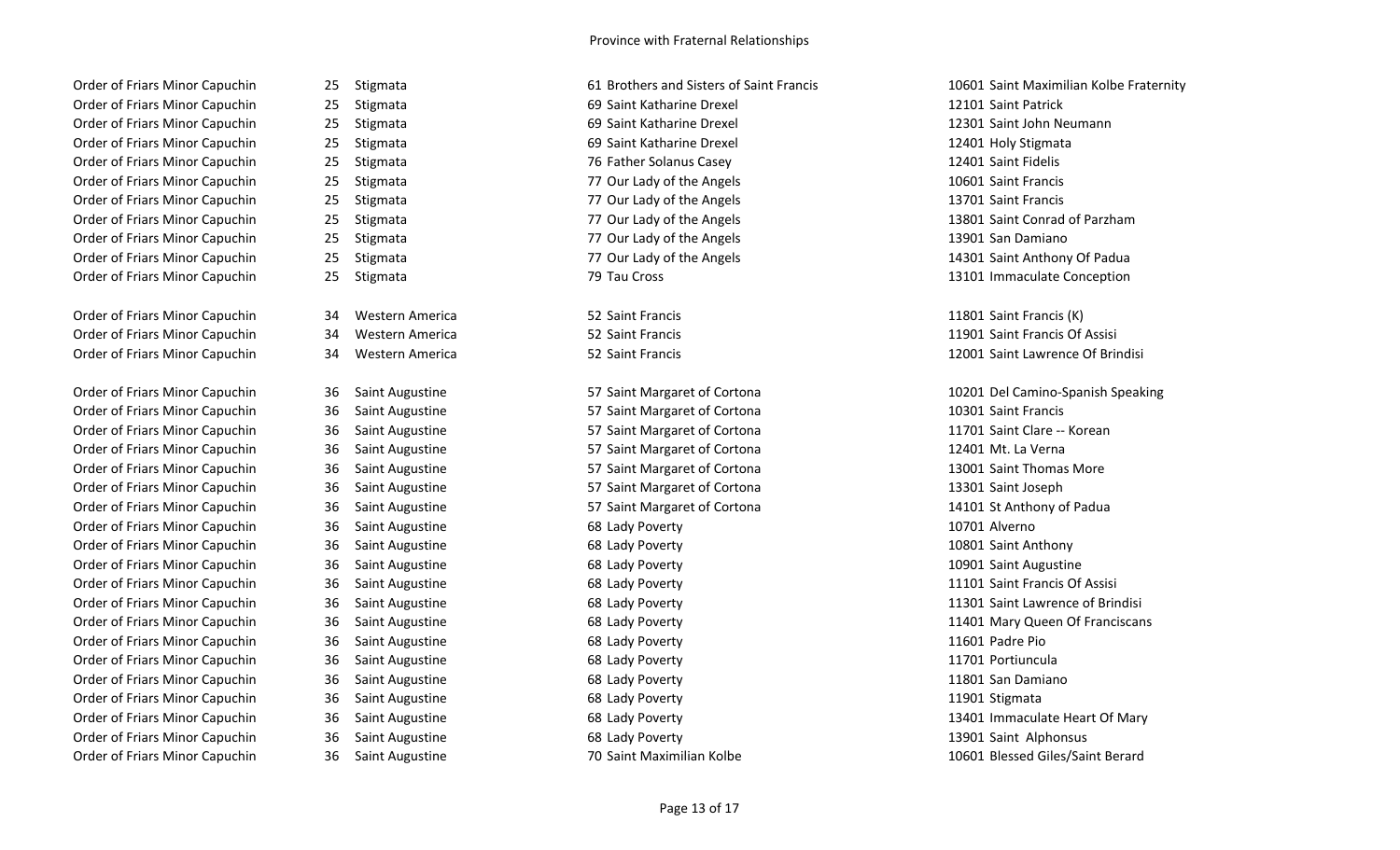# Province with Fraternal Relationships

| | | | | | | |
|---|---|---|---|---|---|---|
| Order of Friars Minor Capuchin | 25 | Stigmata | 61 | Brothers and Sisters of Saint Francis | 10601 | Saint Maximilian Kolbe Fraternity |
| Order of Friars Minor Capuchin | 25 | Stigmata | 69 | Saint Katharine Drexel | 12101 | Saint Patrick |
| Order of Friars Minor Capuchin | 25 | Stigmata | 69 | Saint Katharine Drexel | 12301 | Saint John Neumann |
| Order of Friars Minor Capuchin | 25 | Stigmata | 69 | Saint Katharine Drexel | 12401 | Holy Stigmata |
| Order of Friars Minor Capuchin | 25 | Stigmata | 76 | Father Solanus Casey | 12401 | Saint Fidelis |
| Order of Friars Minor Capuchin | 25 | Stigmata | 77 | Our Lady of the Angels | 10601 | Saint Francis |
| Order of Friars Minor Capuchin | 25 | Stigmata | 77 | Our Lady of the Angels | 13701 | Saint Francis |
| Order of Friars Minor Capuchin | 25 | Stigmata | 77 | Our Lady of the Angels | 13801 | Saint Conrad of Parzham |
| Order of Friars Minor Capuchin | 25 | Stigmata | 77 | Our Lady of the Angels | 13901 | San Damiano |
| Order of Friars Minor Capuchin | 25 | Stigmata | 77 | Our Lady of the Angels | 14301 | Saint Anthony Of Padua |
| Order of Friars Minor Capuchin | 25 | Stigmata | 79 | Tau Cross | 13101 | Immaculate Conception |
| Order of Friars Minor Capuchin | 34 | Western America | 52 | Saint Francis | 11801 | Saint Francis (K) |
| Order of Friars Minor Capuchin | 34 | Western America | 52 | Saint Francis | 11901 | Saint Francis Of Assisi |
| Order of Friars Minor Capuchin | 34 | Western America | 52 | Saint Francis | 12001 | Saint Lawrence Of Brindisi |
| Order of Friars Minor Capuchin | 36 | Saint Augustine | 57 | Saint Margaret of Cortona | 10201 | Del Camino-Spanish Speaking |
| Order of Friars Minor Capuchin | 36 | Saint Augustine | 57 | Saint Margaret of Cortona | 10301 | Saint Francis |
| Order of Friars Minor Capuchin | 36 | Saint Augustine | 57 | Saint Margaret of Cortona | 11701 | Saint Clare -- Korean |
| Order of Friars Minor Capuchin | 36 | Saint Augustine | 57 | Saint Margaret of Cortona | 12401 | Mt. La Verna |
| Order of Friars Minor Capuchin | 36 | Saint Augustine | 57 | Saint Margaret of Cortona | 13001 | Saint Thomas More |
| Order of Friars Minor Capuchin | 36 | Saint Augustine | 57 | Saint Margaret of Cortona | 13301 | Saint Joseph |
| Order of Friars Minor Capuchin | 36 | Saint Augustine | 57 | Saint Margaret of Cortona | 14101 | St Anthony of Padua |
| Order of Friars Minor Capuchin | 36 | Saint Augustine | 68 | Lady Poverty | 10701 | Alverno |
| Order of Friars Minor Capuchin | 36 | Saint Augustine | 68 | Lady Poverty | 10801 | Saint Anthony |
| Order of Friars Minor Capuchin | 36 | Saint Augustine | 68 | Lady Poverty | 10901 | Saint Augustine |
| Order of Friars Minor Capuchin | 36 | Saint Augustine | 68 | Lady Poverty | 11101 | Saint Francis Of Assisi |
| Order of Friars Minor Capuchin | 36 | Saint Augustine | 68 | Lady Poverty | 11301 | Saint Lawrence of Brindisi |
| Order of Friars Minor Capuchin | 36 | Saint Augustine | 68 | Lady Poverty | 11401 | Mary Queen Of Franciscans |
| Order of Friars Minor Capuchin | 36 | Saint Augustine | 68 | Lady Poverty | 11601 | Padre Pio |
| Order of Friars Minor Capuchin | 36 | Saint Augustine | 68 | Lady Poverty | 11701 | Portiuncula |
| Order of Friars Minor Capuchin | 36 | Saint Augustine | 68 | Lady Poverty | 11801 | San Damiano |
| Order of Friars Minor Capuchin | 36 | Saint Augustine | 68 | Lady Poverty | 11901 | Stigmata |
| Order of Friars Minor Capuchin | 36 | Saint Augustine | 68 | Lady Poverty | 13401 | Immaculate Heart Of Mary |
| Order of Friars Minor Capuchin | 36 | Saint Augustine | 68 | Lady Poverty | 13901 | Saint Alphonsus |
| Order of Friars Minor Capuchin | 36 | Saint Augustine | 70 | Saint Maximilian Kolbe | 10601 | Blessed Giles/Saint Berard |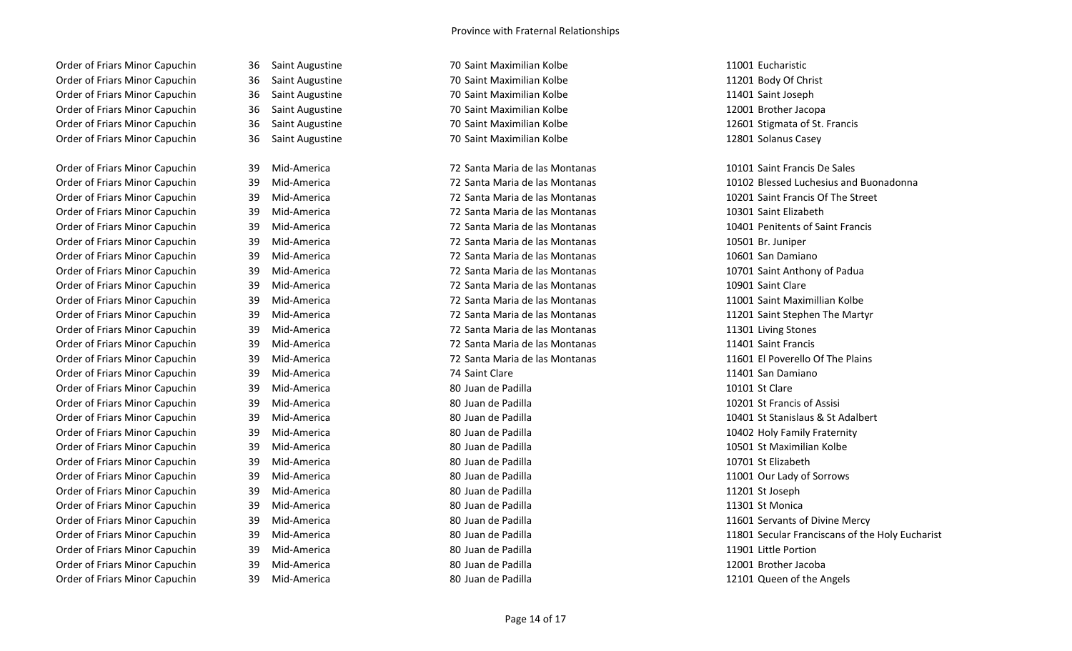Province with Fraternal Relationships

| | | | | | |
|---|---|---|---|---|---|
| Order of Friars Minor Capuchin | 36 | Saint Augustine | 70 Saint Maximilian Kolbe | 11001 Eucharistic |
| Order of Friars Minor Capuchin | 36 | Saint Augustine | 70 Saint Maximilian Kolbe | 11201 Body Of Christ |
| Order of Friars Minor Capuchin | 36 | Saint Augustine | 70 Saint Maximilian Kolbe | 11401 Saint Joseph |
| Order of Friars Minor Capuchin | 36 | Saint Augustine | 70 Saint Maximilian Kolbe | 12001 Brother Jacopa |
| Order of Friars Minor Capuchin | 36 | Saint Augustine | 70 Saint Maximilian Kolbe | 12601 Stigmata of St. Francis |
| Order of Friars Minor Capuchin | 36 | Saint Augustine | 70 Saint Maximilian Kolbe | 12801 Solanus Casey |
| | | | | |
| Order of Friars Minor Capuchin | 39 | Mid-America | 72 Santa Maria de las Montanas | 10101 Saint Francis De Sales |
| Order of Friars Minor Capuchin | 39 | Mid-America | 72 Santa Maria de las Montanas | 10102 Blessed Luchesius and Buonadonna |
| Order of Friars Minor Capuchin | 39 | Mid-America | 72 Santa Maria de las Montanas | 10201 Saint Francis Of The Street |
| Order of Friars Minor Capuchin | 39 | Mid-America | 72 Santa Maria de las Montanas | 10301 Saint Elizabeth |
| Order of Friars Minor Capuchin | 39 | Mid-America | 72 Santa Maria de las Montanas | 10401 Penitents of Saint Francis |
| Order of Friars Minor Capuchin | 39 | Mid-America | 72 Santa Maria de las Montanas | 10501 Br. Juniper |
| Order of Friars Minor Capuchin | 39 | Mid-America | 72 Santa Maria de las Montanas | 10601 San Damiano |
| Order of Friars Minor Capuchin | 39 | Mid-America | 72 Santa Maria de las Montanas | 10701 Saint Anthony of Padua |
| Order of Friars Minor Capuchin | 39 | Mid-America | 72 Santa Maria de las Montanas | 10901 Saint Clare |
| Order of Friars Minor Capuchin | 39 | Mid-America | 72 Santa Maria de las Montanas | 11001 Saint Maximillian Kolbe |
| Order of Friars Minor Capuchin | 39 | Mid-America | 72 Santa Maria de las Montanas | 11201 Saint Stephen The Martyr |
| Order of Friars Minor Capuchin | 39 | Mid-America | 72 Santa Maria de las Montanas | 11301 Living Stones |
| Order of Friars Minor Capuchin | 39 | Mid-America | 72 Santa Maria de las Montanas | 11401 Saint Francis |
| Order of Friars Minor Capuchin | 39 | Mid-America | 72 Santa Maria de las Montanas | 11601 El Poverello Of The Plains |
| Order of Friars Minor Capuchin | 39 | Mid-America | 74 Saint Clare | 11401 San Damiano |
| Order of Friars Minor Capuchin | 39 | Mid-America | 80 Juan de Padilla | 10101 St Clare |
| Order of Friars Minor Capuchin | 39 | Mid-America | 80 Juan de Padilla | 10201 St Francis of Assisi |
| Order of Friars Minor Capuchin | 39 | Mid-America | 80 Juan de Padilla | 10401 St Stanislaus & St Adalbert |
| Order of Friars Minor Capuchin | 39 | Mid-America | 80 Juan de Padilla | 10402 Holy Family Fraternity |
| Order of Friars Minor Capuchin | 39 | Mid-America | 80 Juan de Padilla | 10501 St Maximilian Kolbe |
| Order of Friars Minor Capuchin | 39 | Mid-America | 80 Juan de Padilla | 10701 St Elizabeth |
| Order of Friars Minor Capuchin | 39 | Mid-America | 80 Juan de Padilla | 11001 Our Lady of Sorrows |
| Order of Friars Minor Capuchin | 39 | Mid-America | 80 Juan de Padilla | 11201 St Joseph |
| Order of Friars Minor Capuchin | 39 | Mid-America | 80 Juan de Padilla | 11301 St Monica |
| Order of Friars Minor Capuchin | 39 | Mid-America | 80 Juan de Padilla | 11601 Servants of Divine Mercy |
| Order of Friars Minor Capuchin | 39 | Mid-America | 80 Juan de Padilla | 11801 Secular Franciscans of the Holy Eucharist |
| Order of Friars Minor Capuchin | 39 | Mid-America | 80 Juan de Padilla | 11901 Little Portion |
| Order of Friars Minor Capuchin | 39 | Mid-America | 80 Juan de Padilla | 12001 Brother Jacoba |
| Order of Friars Minor Capuchin | 39 | Mid-America | 80 Juan de Padilla | 12101 Queen of the Angels |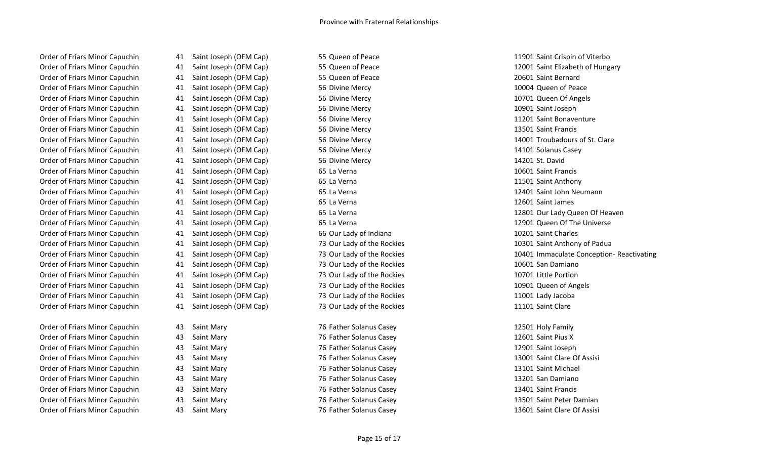Province with Fraternal Relationships

| | | | | | | |
|---|---|---|---|---|---|---|
| Order of Friars Minor Capuchin | 41 | Saint Joseph (OFM Cap) | 55 | Queen of Peace | 11901 | Saint Crispin of Viterbo |
| Order of Friars Minor Capuchin | 41 | Saint Joseph (OFM Cap) | 55 | Queen of Peace | 12001 | Saint Elizabeth of Hungary |
| Order of Friars Minor Capuchin | 41 | Saint Joseph (OFM Cap) | 55 | Queen of Peace | 20601 | Saint Bernard |
| Order of Friars Minor Capuchin | 41 | Saint Joseph (OFM Cap) | 56 | Divine Mercy | 10004 | Queen of Peace |
| Order of Friars Minor Capuchin | 41 | Saint Joseph (OFM Cap) | 56 | Divine Mercy | 10701 | Queen Of Angels |
| Order of Friars Minor Capuchin | 41 | Saint Joseph (OFM Cap) | 56 | Divine Mercy | 10901 | Saint Joseph |
| Order of Friars Minor Capuchin | 41 | Saint Joseph (OFM Cap) | 56 | Divine Mercy | 11201 | Saint Bonaventure |
| Order of Friars Minor Capuchin | 41 | Saint Joseph (OFM Cap) | 56 | Divine Mercy | 13501 | Saint Francis |
| Order of Friars Minor Capuchin | 41 | Saint Joseph (OFM Cap) | 56 | Divine Mercy | 14001 | Troubadours of St. Clare |
| Order of Friars Minor Capuchin | 41 | Saint Joseph (OFM Cap) | 56 | Divine Mercy | 14101 | Solanus Casey |
| Order of Friars Minor Capuchin | 41 | Saint Joseph (OFM Cap) | 56 | Divine Mercy | 14201 | St. David |
| Order of Friars Minor Capuchin | 41 | Saint Joseph (OFM Cap) | 65 | La Verna | 10601 | Saint Francis |
| Order of Friars Minor Capuchin | 41 | Saint Joseph (OFM Cap) | 65 | La Verna | 11501 | Saint Anthony |
| Order of Friars Minor Capuchin | 41 | Saint Joseph (OFM Cap) | 65 | La Verna | 12401 | Saint John Neumann |
| Order of Friars Minor Capuchin | 41 | Saint Joseph (OFM Cap) | 65 | La Verna | 12601 | Saint James |
| Order of Friars Minor Capuchin | 41 | Saint Joseph (OFM Cap) | 65 | La Verna | 12801 | Our Lady Queen Of Heaven |
| Order of Friars Minor Capuchin | 41 | Saint Joseph (OFM Cap) | 65 | La Verna | 12901 | Queen Of The Universe |
| Order of Friars Minor Capuchin | 41 | Saint Joseph (OFM Cap) | 66 | Our Lady of Indiana | 10201 | Saint Charles |
| Order of Friars Minor Capuchin | 41 | Saint Joseph (OFM Cap) | 73 | Our Lady of the Rockies | 10301 | Saint Anthony of Padua |
| Order of Friars Minor Capuchin | 41 | Saint Joseph (OFM Cap) | 73 | Our Lady of the Rockies | 10401 | Immaculate Conception- Reactivating |
| Order of Friars Minor Capuchin | 41 | Saint Joseph (OFM Cap) | 73 | Our Lady of the Rockies | 10601 | San Damiano |
| Order of Friars Minor Capuchin | 41 | Saint Joseph (OFM Cap) | 73 | Our Lady of the Rockies | 10701 | Little Portion |
| Order of Friars Minor Capuchin | 41 | Saint Joseph (OFM Cap) | 73 | Our Lady of the Rockies | 10901 | Queen of Angels |
| Order of Friars Minor Capuchin | 41 | Saint Joseph (OFM Cap) | 73 | Our Lady of the Rockies | 11001 | Lady Jacoba |
| Order of Friars Minor Capuchin | 41 | Saint Joseph (OFM Cap) | 73 | Our Lady of the Rockies | 11101 | Saint Clare |
| Order of Friars Minor Capuchin | 43 | Saint Mary | 76 | Father Solanus Casey | 12501 | Holy Family |
| Order of Friars Minor Capuchin | 43 | Saint Mary | 76 | Father Solanus Casey | 12601 | Saint Pius X |
| Order of Friars Minor Capuchin | 43 | Saint Mary | 76 | Father Solanus Casey | 12901 | Saint Joseph |
| Order of Friars Minor Capuchin | 43 | Saint Mary | 76 | Father Solanus Casey | 13001 | Saint Clare Of Assisi |
| Order of Friars Minor Capuchin | 43 | Saint Mary | 76 | Father Solanus Casey | 13101 | Saint Michael |
| Order of Friars Minor Capuchin | 43 | Saint Mary | 76 | Father Solanus Casey | 13201 | San Damiano |
| Order of Friars Minor Capuchin | 43 | Saint Mary | 76 | Father Solanus Casey | 13401 | Saint Francis |
| Order of Friars Minor Capuchin | 43 | Saint Mary | 76 | Father Solanus Casey | 13501 | Saint Peter Damian |
| Order of Friars Minor Capuchin | 43 | Saint Mary | 76 | Father Solanus Casey | 13601 | Saint Clare Of Assisi |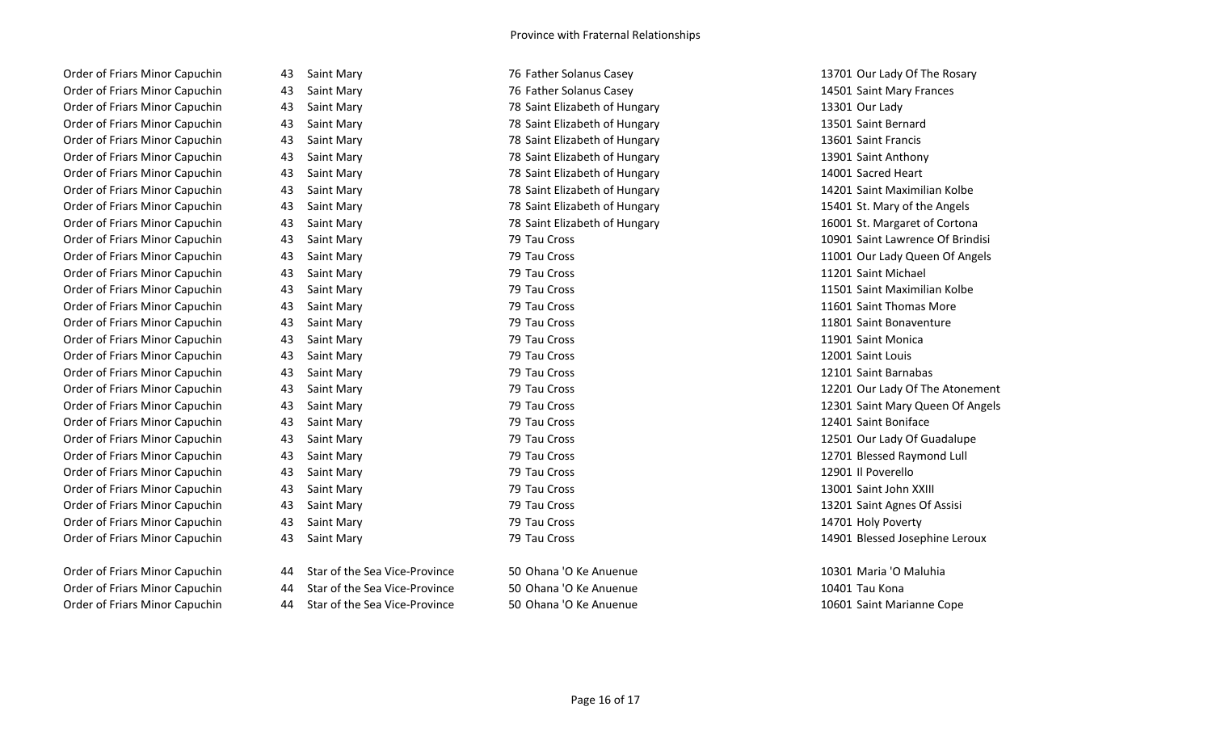Province with Fraternal Relationships

| | | | | | | |
|---|---|---|---|---|---|---|
| Order of Friars Minor Capuchin | 43 | Saint Mary | 76 | Father Solanus Casey | 13701 | Our Lady Of The Rosary |
| Order of Friars Minor Capuchin | 43 | Saint Mary | 76 | Father Solanus Casey | 14501 | Saint Mary Frances |
| Order of Friars Minor Capuchin | 43 | Saint Mary | 78 | Saint Elizabeth of Hungary | 13301 | Our Lady |
| Order of Friars Minor Capuchin | 43 | Saint Mary | 78 | Saint Elizabeth of Hungary | 13501 | Saint Bernard |
| Order of Friars Minor Capuchin | 43 | Saint Mary | 78 | Saint Elizabeth of Hungary | 13601 | Saint Francis |
| Order of Friars Minor Capuchin | 43 | Saint Mary | 78 | Saint Elizabeth of Hungary | 13901 | Saint Anthony |
| Order of Friars Minor Capuchin | 43 | Saint Mary | 78 | Saint Elizabeth of Hungary | 14001 | Sacred Heart |
| Order of Friars Minor Capuchin | 43 | Saint Mary | 78 | Saint Elizabeth of Hungary | 14201 | Saint Maximilian Kolbe |
| Order of Friars Minor Capuchin | 43 | Saint Mary | 78 | Saint Elizabeth of Hungary | 15401 | St. Mary of the Angels |
| Order of Friars Minor Capuchin | 43 | Saint Mary | 78 | Saint Elizabeth of Hungary | 16001 | St. Margaret of Cortona |
| Order of Friars Minor Capuchin | 43 | Saint Mary | 79 | Tau Cross | 10901 | Saint Lawrence Of Brindisi |
| Order of Friars Minor Capuchin | 43 | Saint Mary | 79 | Tau Cross | 11001 | Our Lady Queen Of Angels |
| Order of Friars Minor Capuchin | 43 | Saint Mary | 79 | Tau Cross | 11201 | Saint Michael |
| Order of Friars Minor Capuchin | 43 | Saint Mary | 79 | Tau Cross | 11501 | Saint Maximilian Kolbe |
| Order of Friars Minor Capuchin | 43 | Saint Mary | 79 | Tau Cross | 11601 | Saint Thomas More |
| Order of Friars Minor Capuchin | 43 | Saint Mary | 79 | Tau Cross | 11801 | Saint Bonaventure |
| Order of Friars Minor Capuchin | 43 | Saint Mary | 79 | Tau Cross | 11901 | Saint Monica |
| Order of Friars Minor Capuchin | 43 | Saint Mary | 79 | Tau Cross | 12001 | Saint Louis |
| Order of Friars Minor Capuchin | 43 | Saint Mary | 79 | Tau Cross | 12101 | Saint Barnabas |
| Order of Friars Minor Capuchin | 43 | Saint Mary | 79 | Tau Cross | 12201 | Our Lady Of The Atonement |
| Order of Friars Minor Capuchin | 43 | Saint Mary | 79 | Tau Cross | 12301 | Saint Mary Queen Of Angels |
| Order of Friars Minor Capuchin | 43 | Saint Mary | 79 | Tau Cross | 12401 | Saint Boniface |
| Order of Friars Minor Capuchin | 43 | Saint Mary | 79 | Tau Cross | 12501 | Our Lady Of Guadalupe |
| Order of Friars Minor Capuchin | 43 | Saint Mary | 79 | Tau Cross | 12701 | Blessed Raymond Lull |
| Order of Friars Minor Capuchin | 43 | Saint Mary | 79 | Tau Cross | 12901 | Il Poverello |
| Order of Friars Minor Capuchin | 43 | Saint Mary | 79 | Tau Cross | 13001 | Saint John XXIII |
| Order of Friars Minor Capuchin | 43 | Saint Mary | 79 | Tau Cross | 13201 | Saint Agnes Of Assisi |
| Order of Friars Minor Capuchin | 43 | Saint Mary | 79 | Tau Cross | 14701 | Holy Poverty |
| Order of Friars Minor Capuchin | 43 | Saint Mary | 79 | Tau Cross | 14901 | Blessed Josephine Leroux |
| | | | | | | |
| Order of Friars Minor Capuchin | 44 | Star of the Sea Vice-Province | 50 | Ohana 'O Ke Anuenue | 10301 | Maria 'O Maluhia |
| Order of Friars Minor Capuchin | 44 | Star of the Sea Vice-Province | 50 | Ohana 'O Ke Anuenue | 10401 | Tau Kona |
| Order of Friars Minor Capuchin | 44 | Star of the Sea Vice-Province | 50 | Ohana 'O Ke Anuenue | 10601 | Saint Marianne Cope |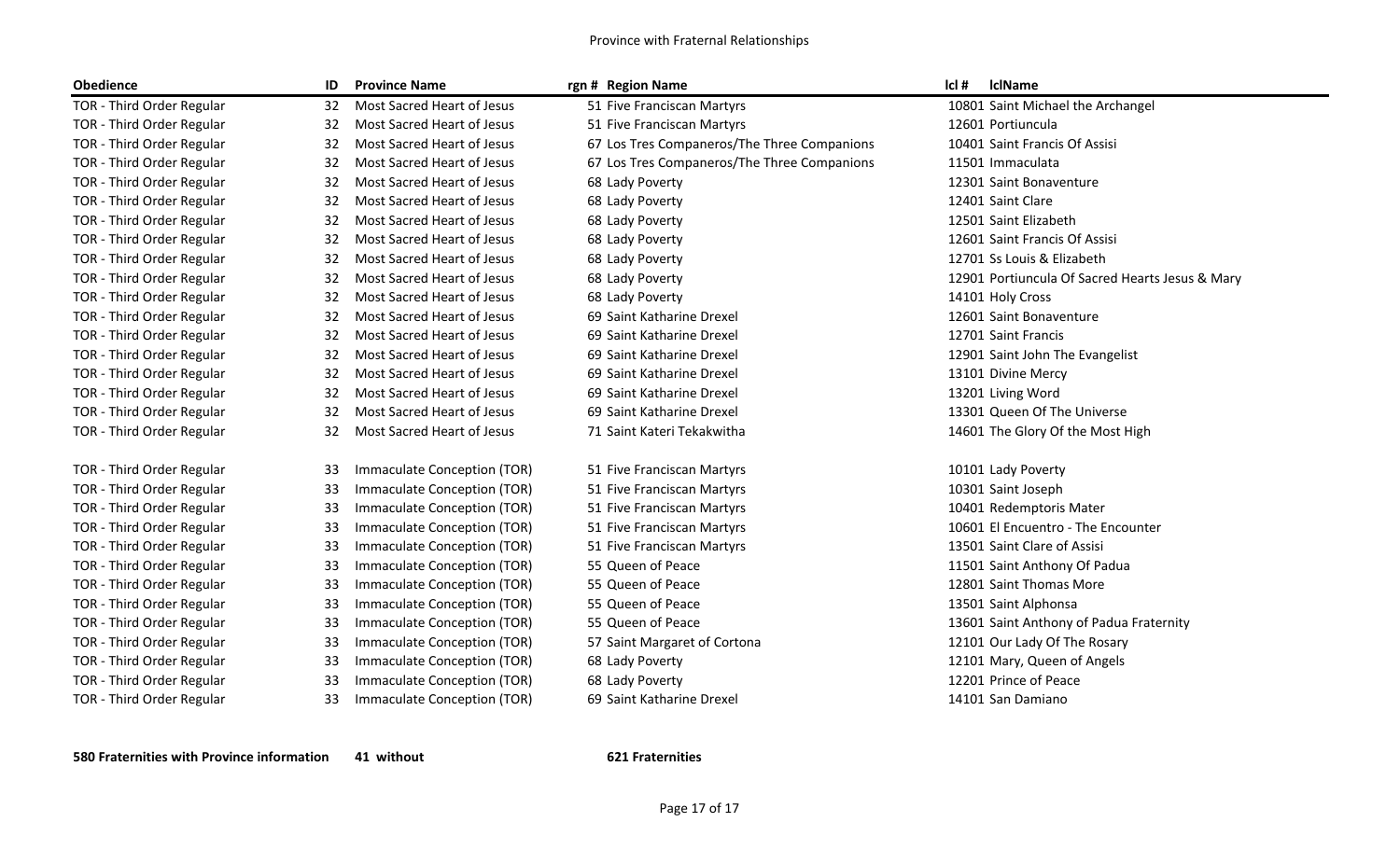| Obedience | ID | Province Name | rgn # | Region Name | lcl # | lclName |
|---|---|---|---|---|---|---|
| TOR - Third Order Regular | 32 | Most Sacred Heart of Jesus | 51 | Five Franciscan Martyrs | 10801 | Saint Michael the Archangel |
| TOR - Third Order Regular | 32 | Most Sacred Heart of Jesus | 51 | Five Franciscan Martyrs | 12601 | Portiuncula |
| TOR - Third Order Regular | 32 | Most Sacred Heart of Jesus | 67 | Los Tres Companeros/The Three Companions | 10401 | Saint Francis Of Assisi |
| TOR - Third Order Regular | 32 | Most Sacred Heart of Jesus | 67 | Los Tres Companeros/The Three Companions | 11501 | Immaculata |
| TOR - Third Order Regular | 32 | Most Sacred Heart of Jesus | 68 | Lady Poverty | 12301 | Saint Bonaventure |
| TOR - Third Order Regular | 32 | Most Sacred Heart of Jesus | 68 | Lady Poverty | 12401 | Saint Clare |
| TOR - Third Order Regular | 32 | Most Sacred Heart of Jesus | 68 | Lady Poverty | 12501 | Saint Elizabeth |
| TOR - Third Order Regular | 32 | Most Sacred Heart of Jesus | 68 | Lady Poverty | 12601 | Saint Francis Of Assisi |
| TOR - Third Order Regular | 32 | Most Sacred Heart of Jesus | 68 | Lady Poverty | 12701 | Ss Louis & Elizabeth |
| TOR - Third Order Regular | 32 | Most Sacred Heart of Jesus | 68 | Lady Poverty | 12901 | Portiuncula Of Sacred Hearts Jesus & Mary |
| TOR - Third Order Regular | 32 | Most Sacred Heart of Jesus | 68 | Lady Poverty | 14101 | Holy Cross |
| TOR - Third Order Regular | 32 | Most Sacred Heart of Jesus | 69 | Saint Katharine Drexel | 12601 | Saint Bonaventure |
| TOR - Third Order Regular | 32 | Most Sacred Heart of Jesus | 69 | Saint Katharine Drexel | 12701 | Saint Francis |
| TOR - Third Order Regular | 32 | Most Sacred Heart of Jesus | 69 | Saint Katharine Drexel | 12901 | Saint John The Evangelist |
| TOR - Third Order Regular | 32 | Most Sacred Heart of Jesus | 69 | Saint Katharine Drexel | 13101 | Divine Mercy |
| TOR - Third Order Regular | 32 | Most Sacred Heart of Jesus | 69 | Saint Katharine Drexel | 13201 | Living Word |
| TOR - Third Order Regular | 32 | Most Sacred Heart of Jesus | 69 | Saint Katharine Drexel | 13301 | Queen Of The Universe |
| TOR - Third Order Regular | 32 | Most Sacred Heart of Jesus | 71 | Saint Kateri Tekakwitha | 14601 | The Glory Of the Most High |
| | | | | | | |
| TOR - Third Order Regular | 33 | Immaculate Conception (TOR) | 51 | Five Franciscan Martyrs | 10101 | Lady Poverty |
| TOR - Third Order Regular | 33 | Immaculate Conception (TOR) | 51 | Five Franciscan Martyrs | 10301 | Saint Joseph |
| TOR - Third Order Regular | 33 | Immaculate Conception (TOR) | 51 | Five Franciscan Martyrs | 10401 | Redemptoris Mater |
| TOR - Third Order Regular | 33 | Immaculate Conception (TOR) | 51 | Five Franciscan Martyrs | 10601 | El Encuentro - The Encounter |
| TOR - Third Order Regular | 33 | Immaculate Conception (TOR) | 51 | Five Franciscan Martyrs | 13501 | Saint Clare of Assisi |
| TOR - Third Order Regular | 33 | Immaculate Conception (TOR) | 55 | Queen of Peace | 11501 | Saint Anthony Of Padua |
| TOR - Third Order Regular | 33 | Immaculate Conception (TOR) | 55 | Queen of Peace | 12801 | Saint Thomas More |
| TOR - Third Order Regular | 33 | Immaculate Conception (TOR) | 55 | Queen of Peace | 13501 | Saint Alphonsa |
| TOR - Third Order Regular | 33 | Immaculate Conception (TOR) | 55 | Queen of Peace | 13601 | Saint Anthony of Padua Fraternity |
| TOR - Third Order Regular | 33 | Immaculate Conception (TOR) | 57 | Saint Margaret of Cortona | 12101 | Our Lady Of The Rosary |
| TOR - Third Order Regular | 33 | Immaculate Conception (TOR) | 68 | Lady Poverty | 12101 | Mary, Queen of Angels |
| TOR - Third Order Regular | 33 | Immaculate Conception (TOR) | 68 | Lady Poverty | 12201 | Prince of Peace |
| TOR - Third Order Regular | 33 | Immaculate Conception (TOR) | 69 | Saint Katharine Drexel | 14101 | San Damiano |

**580 Fraternities with Province information** **41 without** **621 Fraternities**